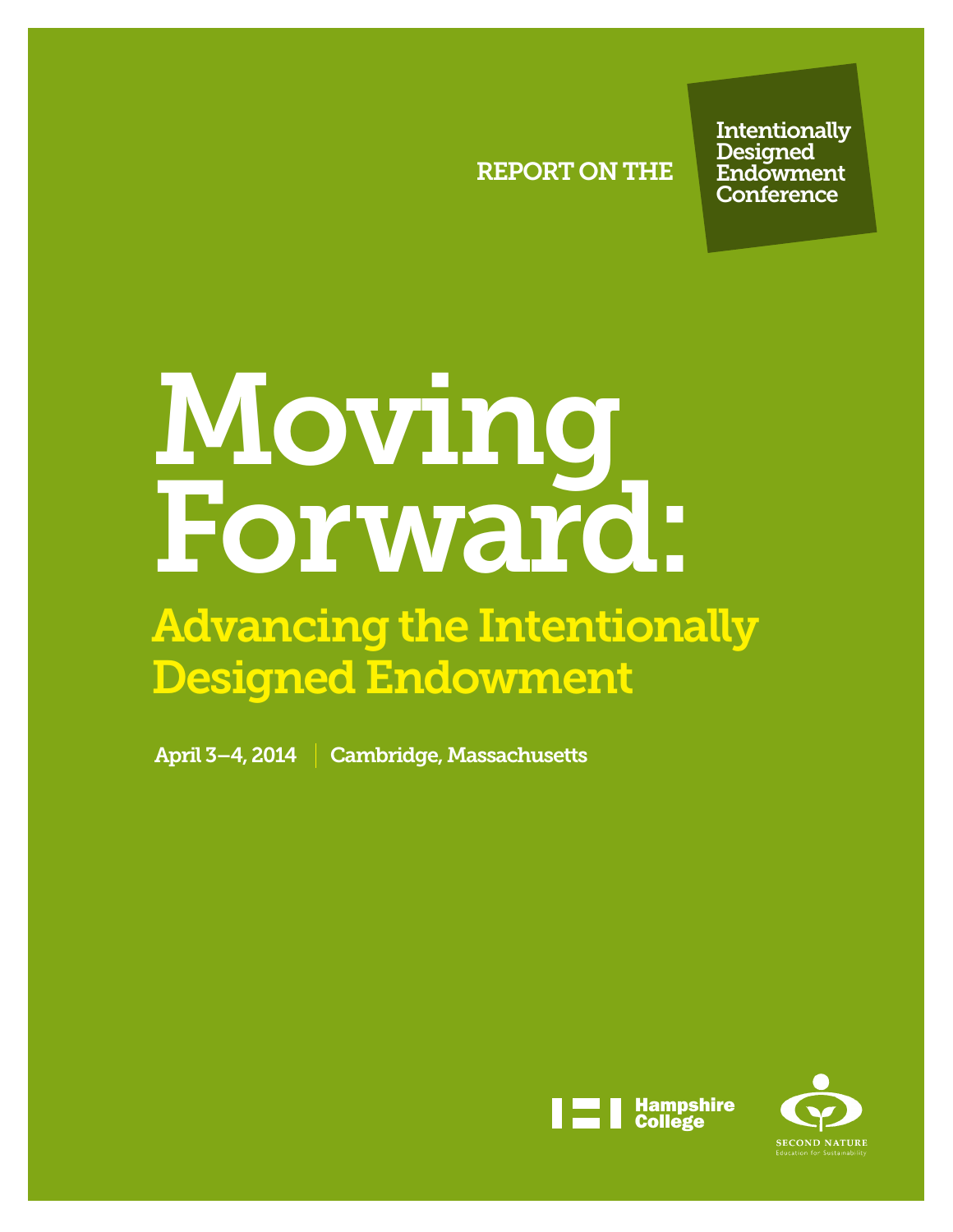REPORT ON THE

Intentionally Designed Endowment Conference

# Moving Forward:

## Advancing the Intentionally Designed Endowment

April 3–4, 2014 | Cambridge, Massachusetts

Hampshire College

SECOND NATURE
Education for Sustainability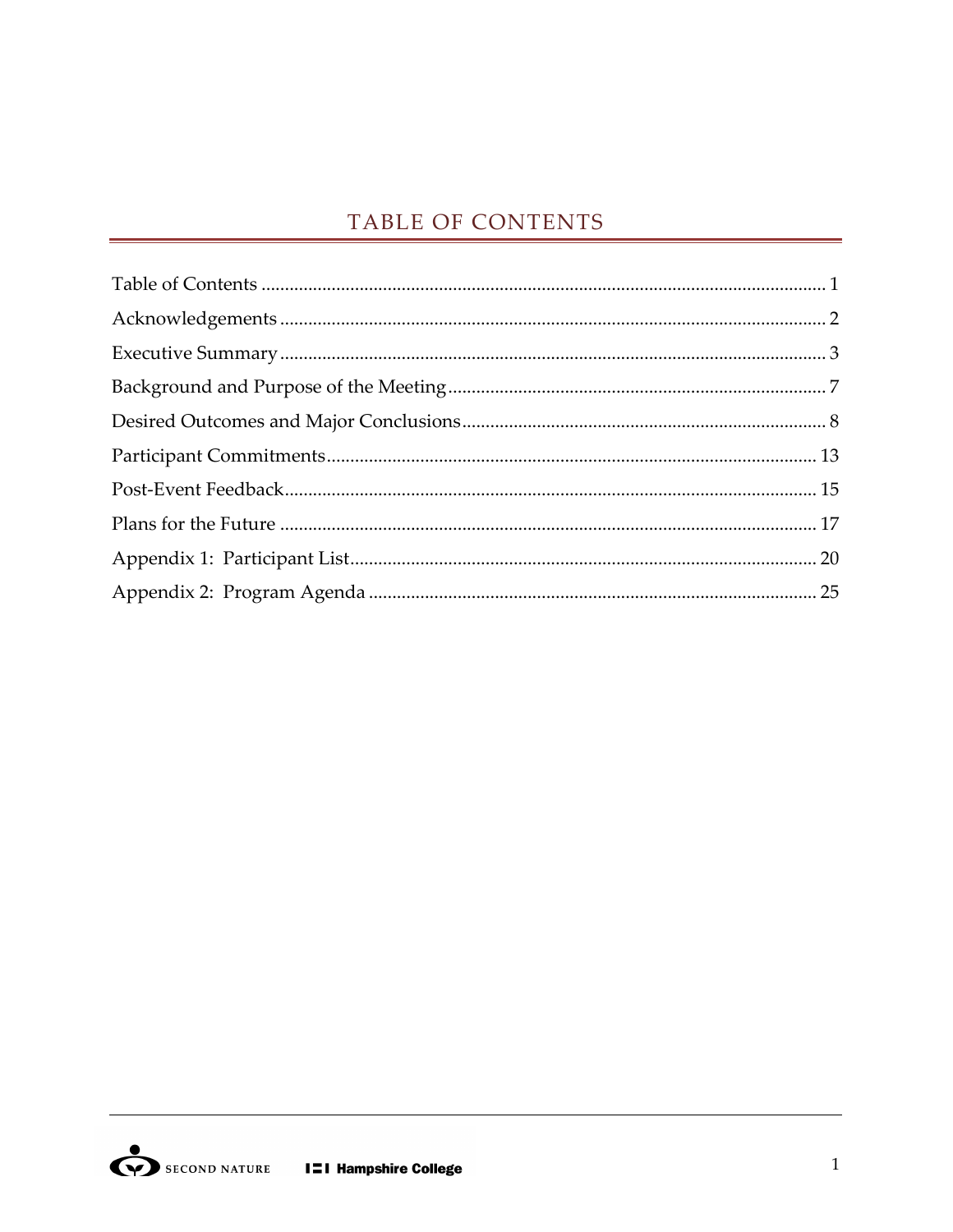# TABLE OF CONTENTS

Table of Contents ........................................................................................................... 1

Acknowledgements ......................................................................................................... 2

Executive Summary ........................................................................................................ 3

Background and Purpose of the Meeting ..................................................................... 7

Desired Outcomes and Major Conclusions .................................................................. 8

Participant Commitments ............................................................................................ 13

Post-Event Feedback ..................................................................................................... 15

Plans for the Future ....................................................................................................... 17

Appendix 1: Participant List ........................................................................................ 20

Appendix 2: Program Agenda ..................................................................................... 25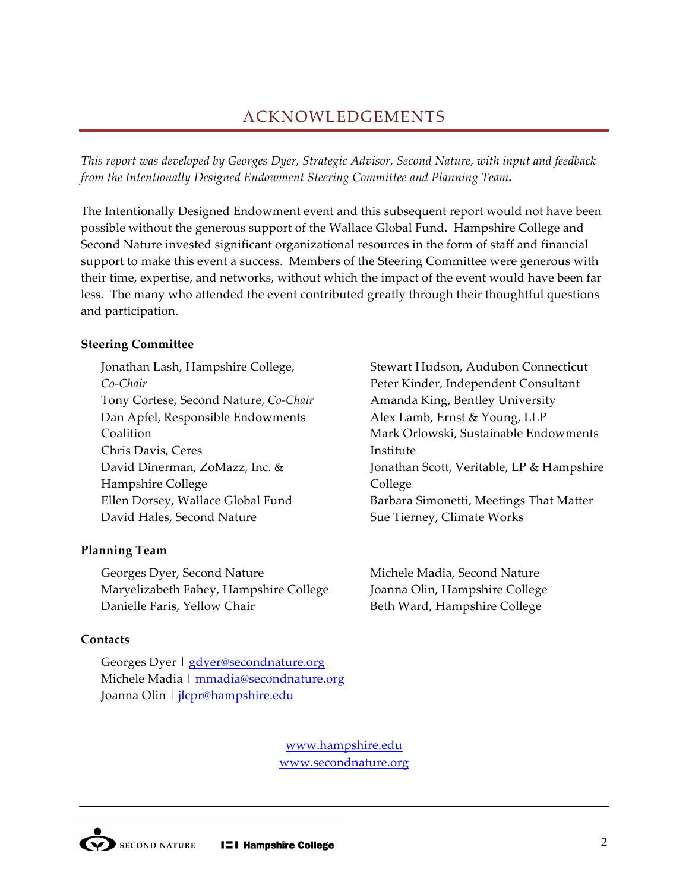## ACKNOWLEDGEMENTS

*This report was developed by Georges Dyer, Strategic Advisor, Second Nature, with input and feedback from the Intentionally Designed Endowment Steering Committee and Planning Team.*

The Intentionally Designed Endowment event and this subsequent report would not have been possible without the generous support of the Wallace Global Fund. Hampshire College and Second Nature invested significant organizational resources in the form of staff and financial support to make this event a success. Members of the Steering Committee were generous with their time, expertise, and networks, without which the impact of the event would have been far less. The many who attended the event contributed greatly through their thoughtful questions and participation.

**Steering Committee**

Jonathan Lash, Hampshire College, *Co-Chair*
Tony Cortese, Second Nature, *Co-Chair*
Dan Apfel, Responsible Endowments Coalition
Chris Davis, Ceres
David Dinerman, ZoMazz, Inc. & Hampshire College
Ellen Dorsey, Wallace Global Fund
David Hales, Second Nature
Stewart Hudson, Audubon Connecticut
Peter Kinder, Independent Consultant
Amanda King, Bentley University
Alex Lamb, Ernst & Young, LLP
Mark Orlowski, Sustainable Endowments Institute
Jonathan Scott, Veritable, LP & Hampshire College
Barbara Simonetti, Meetings That Matter
Sue Tierney, Climate Works

**Planning Team**

Georges Dyer, Second Nature
Maryelizabeth Fahey, Hampshire College
Danielle Faris, Yellow Chair
Michele Madia, Second Nature
Joanna Olin, Hampshire College
Beth Ward, Hampshire College

**Contacts**

Georges Dyer | gdyer@secondnature.org
Michele Madia | mmadia@secondnature.org
Joanna Olin | jlcpr@hampshire.edu

www.hampshire.edu
www.secondnature.org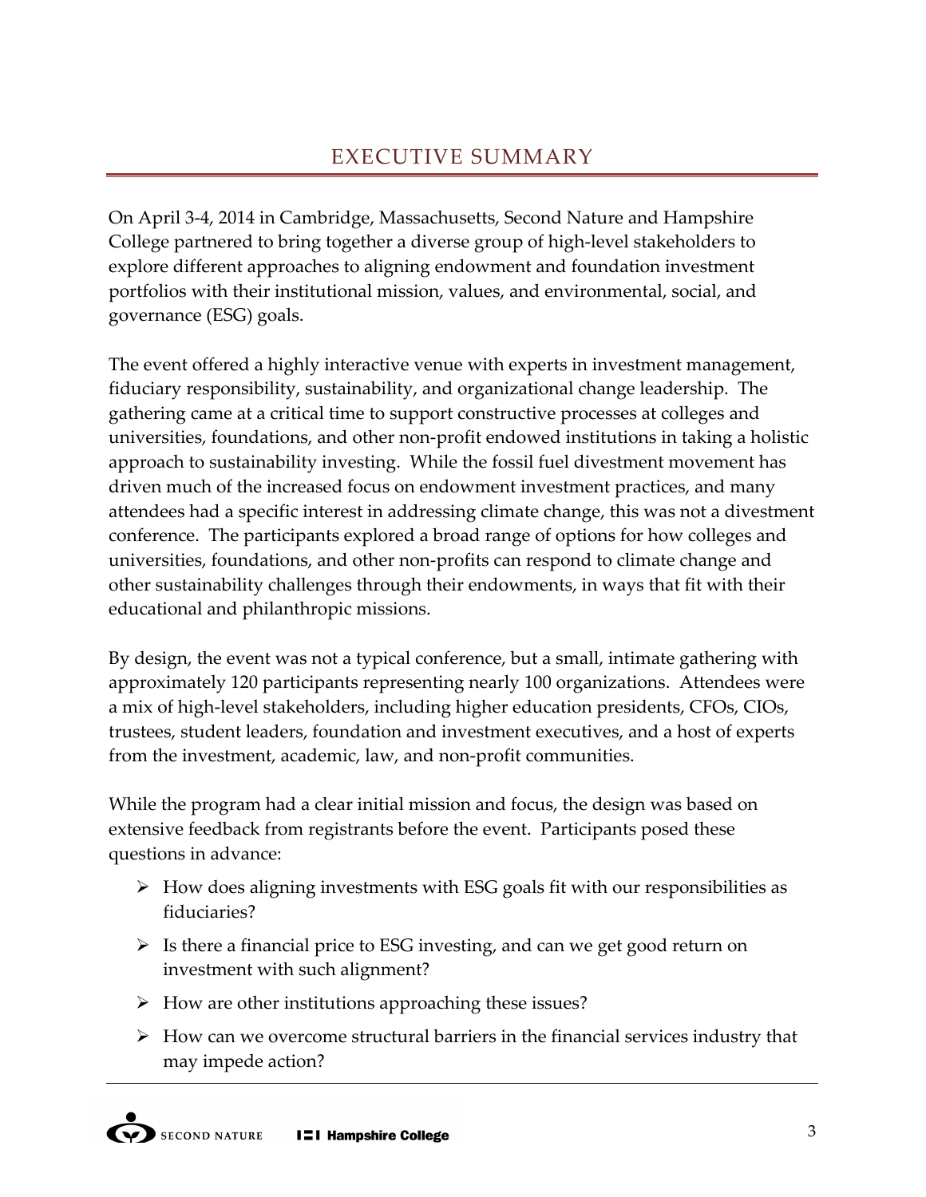# EXECUTIVE SUMMARY

On April 3-4, 2014 in Cambridge, Massachusetts, Second Nature and Hampshire College partnered to bring together a diverse group of high-level stakeholders to explore different approaches to aligning endowment and foundation investment portfolios with their institutional mission, values, and environmental, social, and governance (ESG) goals.

The event offered a highly interactive venue with experts in investment management, fiduciary responsibility, sustainability, and organizational change leadership. The gathering came at a critical time to support constructive processes at colleges and universities, foundations, and other non-profit endowed institutions in taking a holistic approach to sustainability investing. While the fossil fuel divestment movement has driven much of the increased focus on endowment investment practices, and many attendees had a specific interest in addressing climate change, this was not a divestment conference. The participants explored a broad range of options for how colleges and universities, foundations, and other non-profits can respond to climate change and other sustainability challenges through their endowments, in ways that fit with their educational and philanthropic missions.

By design, the event was not a typical conference, but a small, intimate gathering with approximately 120 participants representing nearly 100 organizations. Attendees were a mix of high-level stakeholders, including higher education presidents, CFOs, CIOs, trustees, student leaders, foundation and investment executives, and a host of experts from the investment, academic, law, and non-profit communities.

While the program had a clear initial mission and focus, the design was based on extensive feedback from registrants before the event. Participants posed these questions in advance:

- How does aligning investments with ESG goals fit with our responsibilities as fiduciaries?
- Is there a financial price to ESG investing, and can we get good return on investment with such alignment?
- How are other institutions approaching these issues?
- How can we overcome structural barriers in the financial services industry that may impede action?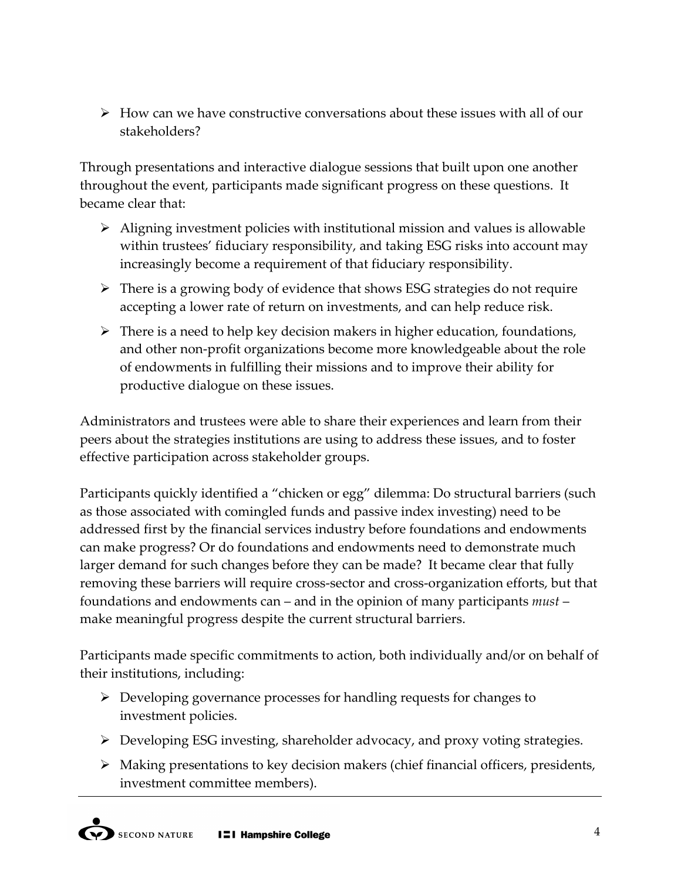- How can we have constructive conversations about these issues with all of our stakeholders?

Through presentations and interactive dialogue sessions that built upon one another throughout the event, participants made significant progress on these questions. It became clear that:

- Aligning investment policies with institutional mission and values is allowable within trustees' fiduciary responsibility, and taking ESG risks into account may increasingly become a requirement of that fiduciary responsibility.
- There is a growing body of evidence that shows ESG strategies do not require accepting a lower rate of return on investments, and can help reduce risk.
- There is a need to help key decision makers in higher education, foundations, and other non-profit organizations become more knowledgeable about the role of endowments in fulfilling their missions and to improve their ability for productive dialogue on these issues.

Administrators and trustees were able to share their experiences and learn from their peers about the strategies institutions are using to address these issues, and to foster effective participation across stakeholder groups.

Participants quickly identified a "chicken or egg" dilemma: Do structural barriers (such as those associated with comingled funds and passive index investing) need to be addressed first by the financial services industry before foundations and endowments can make progress? Or do foundations and endowments need to demonstrate much larger demand for such changes before they can be made? It became clear that fully removing these barriers will require cross-sector and cross-organization efforts, but that foundations and endowments can – and in the opinion of many participants *must* – make meaningful progress despite the current structural barriers.

Participants made specific commitments to action, both individually and/or on behalf of their institutions, including:

- Developing governance processes for handling requests for changes to investment policies.
- Developing ESG investing, shareholder advocacy, and proxy voting strategies.
- Making presentations to key decision makers (chief financial officers, presidents, investment committee members).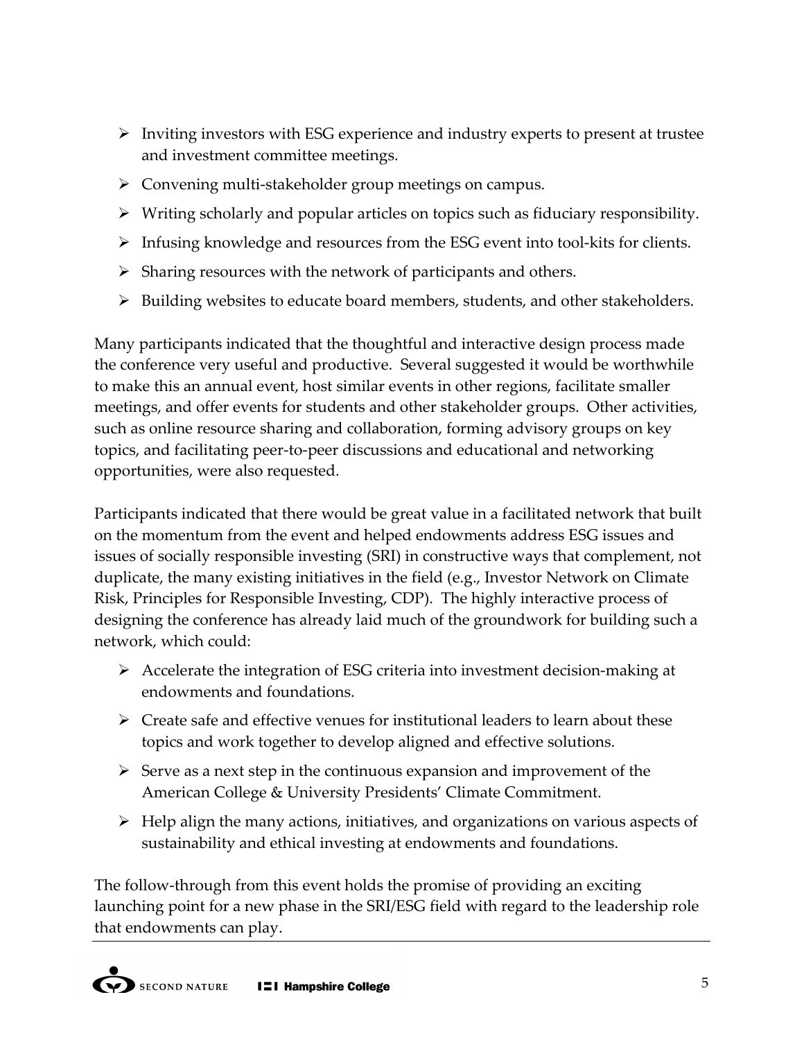- Inviting investors with ESG experience and industry experts to present at trustee and investment committee meetings.
- Convening multi-stakeholder group meetings on campus.
- Writing scholarly and popular articles on topics such as fiduciary responsibility.
- Infusing knowledge and resources from the ESG event into tool-kits for clients.
- Sharing resources with the network of participants and others.
- Building websites to educate board members, students, and other stakeholders.

Many participants indicated that the thoughtful and interactive design process made the conference very useful and productive. Several suggested it would be worthwhile to make this an annual event, host similar events in other regions, facilitate smaller meetings, and offer events for students and other stakeholder groups. Other activities, such as online resource sharing and collaboration, forming advisory groups on key topics, and facilitating peer-to-peer discussions and educational and networking opportunities, were also requested.

Participants indicated that there would be great value in a facilitated network that built on the momentum from the event and helped endowments address ESG issues and issues of socially responsible investing (SRI) in constructive ways that complement, not duplicate, the many existing initiatives in the field (e.g., Investor Network on Climate Risk, Principles for Responsible Investing, CDP). The highly interactive process of designing the conference has already laid much of the groundwork for building such a network, which could:

- Accelerate the integration of ESG criteria into investment decision-making at endowments and foundations.
- Create safe and effective venues for institutional leaders to learn about these topics and work together to develop aligned and effective solutions.
- Serve as a next step in the continuous expansion and improvement of the American College & University Presidents' Climate Commitment.
- Help align the many actions, initiatives, and organizations on various aspects of sustainability and ethical investing at endowments and foundations.

The follow-through from this event holds the promise of providing an exciting launching point for a new phase in the SRI/ESG field with regard to the leadership role that endowments can play.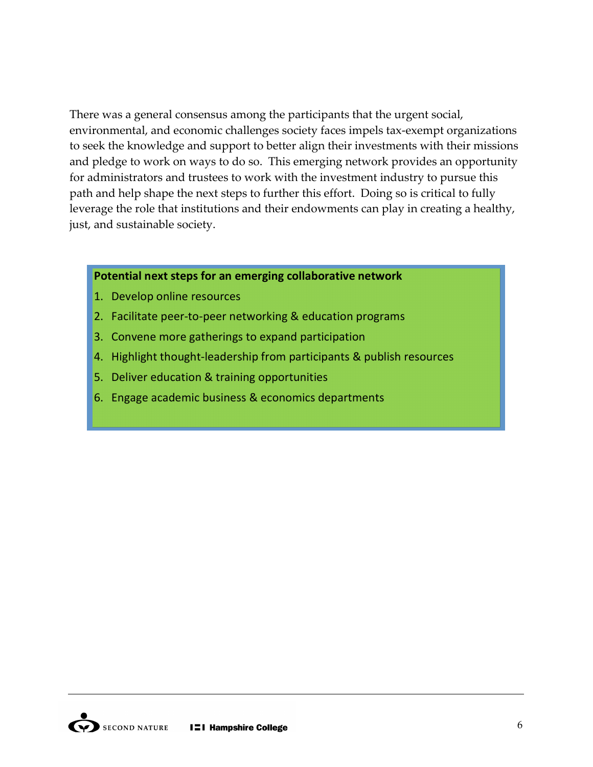There was a general consensus among the participants that the urgent social, environmental, and economic challenges society faces impels tax-exempt organizations to seek the knowledge and support to better align their investments with their missions and pledge to work on ways to do so. This emerging network provides an opportunity for administrators and trustees to work with the investment industry to pursue this path and help shape the next steps to further this effort. Doing so is critical to fully leverage the role that institutions and their endowments can play in creating a healthy, just, and sustainable society.

**Potential next steps for an emerging collaborative network**

1. Develop online resources
2. Facilitate peer-to-peer networking & education programs
3. Convene more gatherings to expand participation
4. Highlight thought-leadership from participants & publish resources
5. Deliver education & training opportunities
6. Engage academic business & economics departments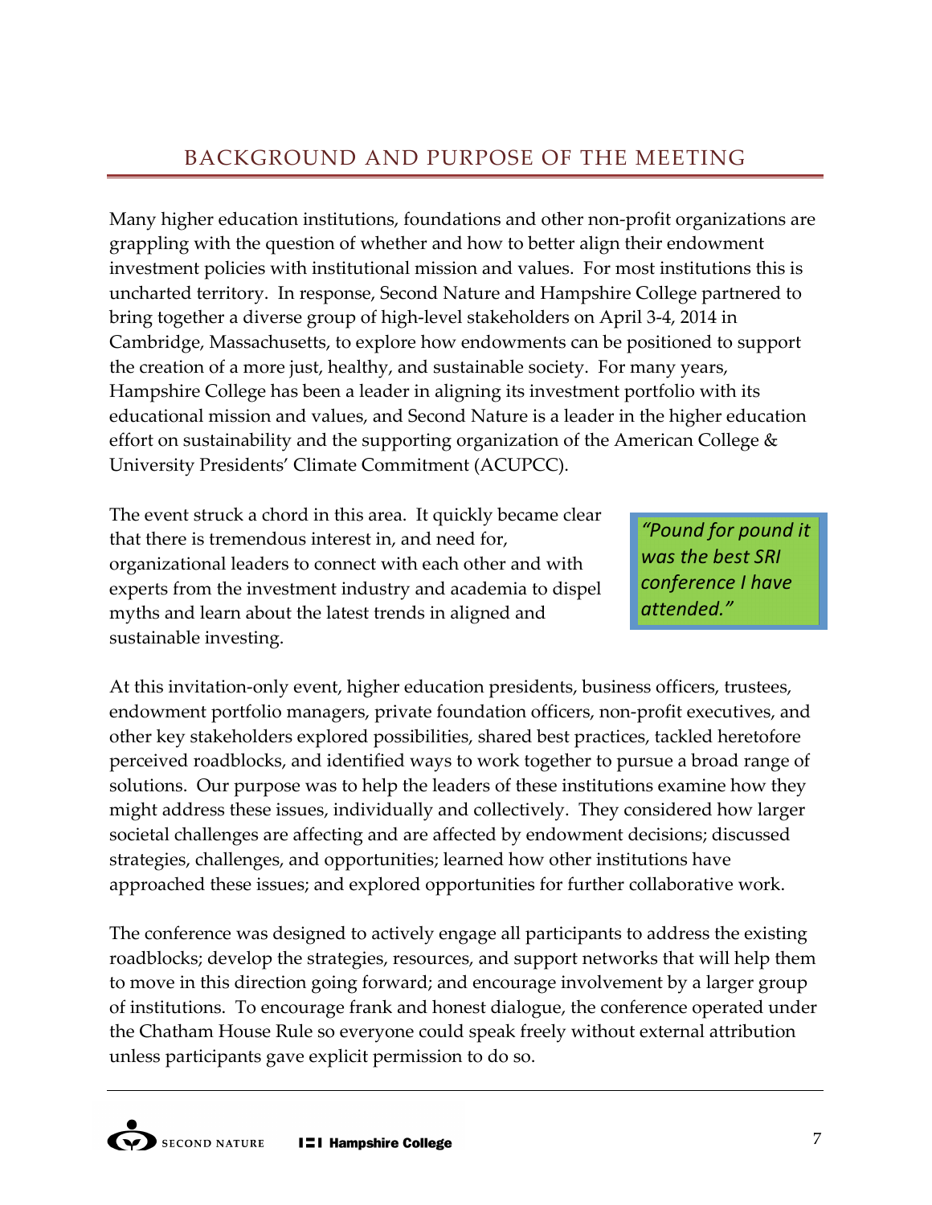## BACKGROUND AND PURPOSE OF THE MEETING

Many higher education institutions, foundations and other non-profit organizations are grappling with the question of whether and how to better align their endowment investment policies with institutional mission and values. For most institutions this is uncharted territory. In response, Second Nature and Hampshire College partnered to bring together a diverse group of high-level stakeholders on April 3-4, 2014 in Cambridge, Massachusetts, to explore how endowments can be positioned to support the creation of a more just, healthy, and sustainable society. For many years, Hampshire College has been a leader in aligning its investment portfolio with its educational mission and values, and Second Nature is a leader in the higher education effort on sustainability and the supporting organization of the American College & University Presidents' Climate Commitment (ACUPCC).

The event struck a chord in this area. It quickly became clear that there is tremendous interest in, and need for, organizational leaders to connect with each other and with experts from the investment industry and academia to dispel myths and learn about the latest trends in aligned and sustainable investing.

> *"Pound for pound it was the best SRI conference I have attended."*

At this invitation-only event, higher education presidents, business officers, trustees, endowment portfolio managers, private foundation officers, non-profit executives, and other key stakeholders explored possibilities, shared best practices, tackled heretofore perceived roadblocks, and identified ways to work together to pursue a broad range of solutions. Our purpose was to help the leaders of these institutions examine how they might address these issues, individually and collectively. They considered how larger societal challenges are affecting and are affected by endowment decisions; discussed strategies, challenges, and opportunities; learned how other institutions have approached these issues; and explored opportunities for further collaborative work.

The conference was designed to actively engage all participants to address the existing roadblocks; develop the strategies, resources, and support networks that will help them to move in this direction going forward; and encourage involvement by a larger group of institutions. To encourage frank and honest dialogue, the conference operated under the Chatham House Rule so everyone could speak freely without external attribution unless participants gave explicit permission to do so.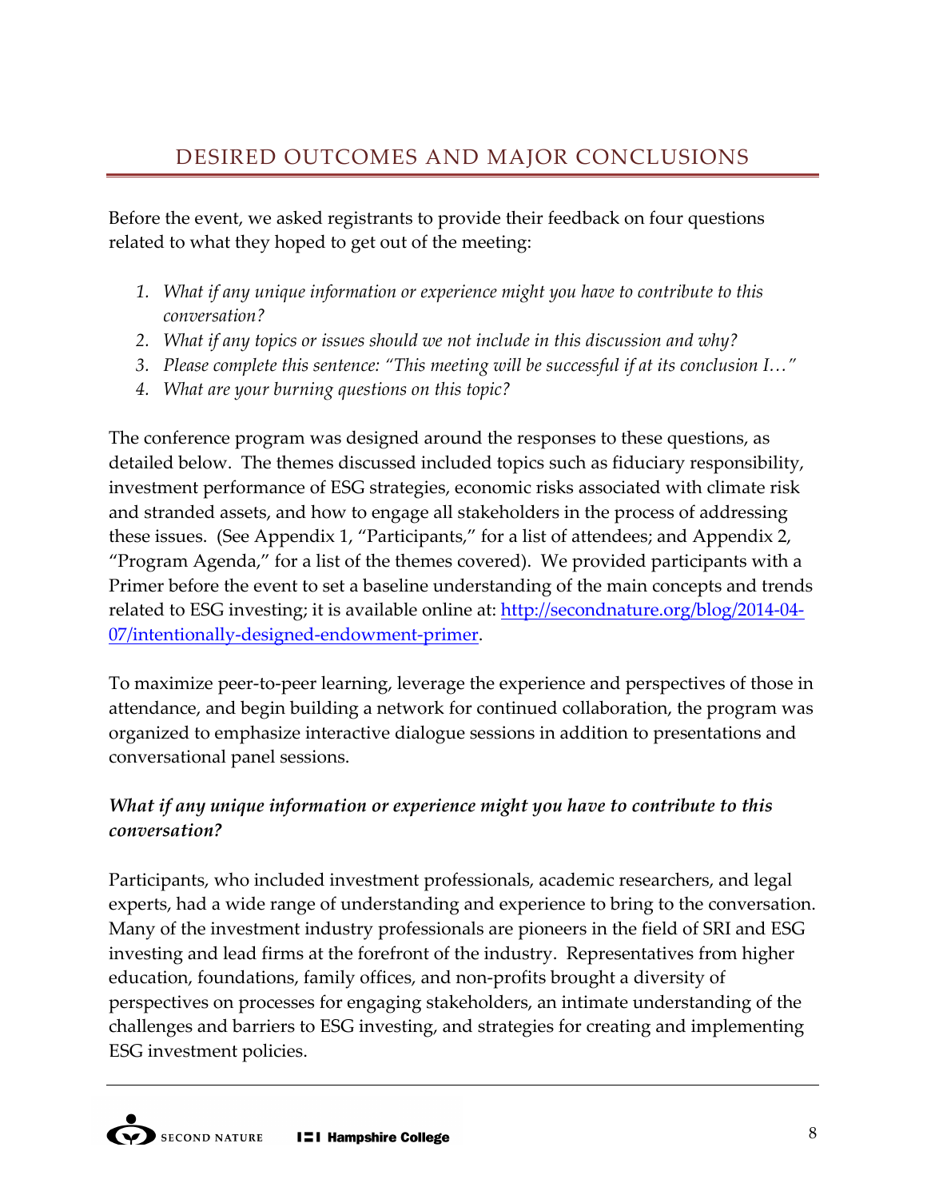## DESIRED OUTCOMES AND MAJOR CONCLUSIONS

Before the event, we asked registrants to provide their feedback on four questions related to what they hoped to get out of the meeting:

1. *What if any unique information or experience might you have to contribute to this conversation?*
2. *What if any topics or issues should we not include in this discussion and why?*
3. *Please complete this sentence: "This meeting will be successful if at its conclusion I…"*
4. *What are your burning questions on this topic?*

The conference program was designed around the responses to these questions, as detailed below. The themes discussed included topics such as fiduciary responsibility, investment performance of ESG strategies, economic risks associated with climate risk and stranded assets, and how to engage all stakeholders in the process of addressing these issues. (See Appendix 1, "Participants," for a list of attendees; and Appendix 2, "Program Agenda," for a list of the themes covered). We provided participants with a Primer before the event to set a baseline understanding of the main concepts and trends related to ESG investing; it is available online at: [http://secondnature.org/blog/2014-04-07/intentionally-designed-endowment-primer](http://secondnature.org/blog/2014-04-07/intentionally-designed-endowment-primer).

To maximize peer-to-peer learning, leverage the experience and perspectives of those in attendance, and begin building a network for continued collaboration, the program was organized to emphasize interactive dialogue sessions in addition to presentations and conversational panel sessions.

***What if any unique information or experience might you have to contribute to this conversation?***

Participants, who included investment professionals, academic researchers, and legal experts, had a wide range of understanding and experience to bring to the conversation. Many of the investment industry professionals are pioneers in the field of SRI and ESG investing and lead firms at the forefront of the industry. Representatives from higher education, foundations, family offices, and non-profits brought a diversity of perspectives on processes for engaging stakeholders, an intimate understanding of the challenges and barriers to ESG investing, and strategies for creating and implementing ESG investment policies.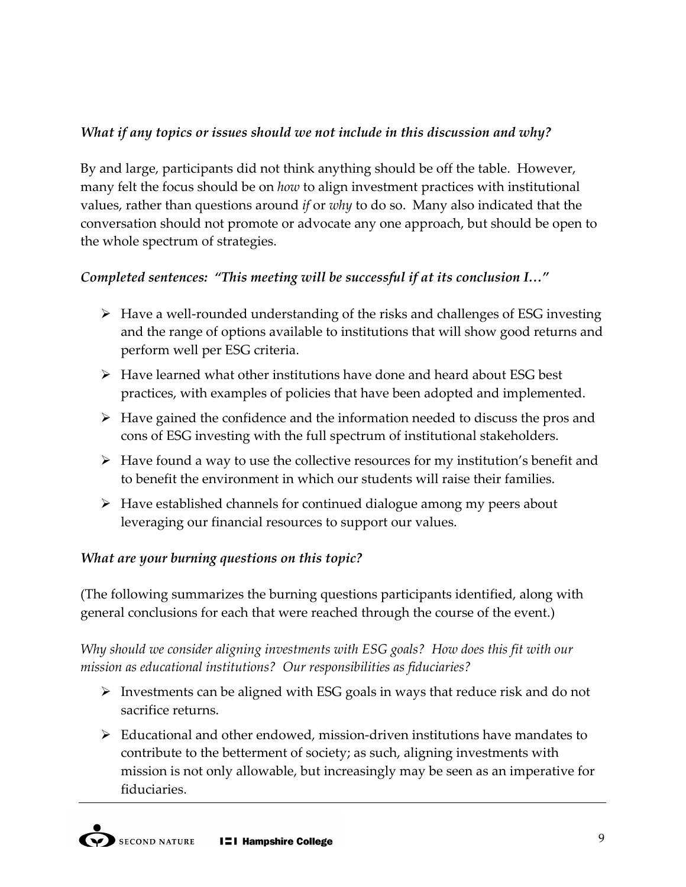*What if any topics or issues should we not include in this discussion and why?*

By and large, participants did not think anything should be off the table. However, many felt the focus should be on *how* to align investment practices with institutional values, rather than questions around *if* or *why* to do so. Many also indicated that the conversation should not promote or advocate any one approach, but should be open to the whole spectrum of strategies.

*Completed sentences: "This meeting will be successful if at its conclusion I…"*

- Have a well-rounded understanding of the risks and challenges of ESG investing and the range of options available to institutions that will show good returns and perform well per ESG criteria.
- Have learned what other institutions have done and heard about ESG best practices, with examples of policies that have been adopted and implemented.
- Have gained the confidence and the information needed to discuss the pros and cons of ESG investing with the full spectrum of institutional stakeholders.
- Have found a way to use the collective resources for my institution's benefit and to benefit the environment in which our students will raise their families.
- Have established channels for continued dialogue among my peers about leveraging our financial resources to support our values.

*What are your burning questions on this topic?*

(The following summarizes the burning questions participants identified, along with general conclusions for each that were reached through the course of the event.)

*Why should we consider aligning investments with ESG goals? How does this fit with our mission as educational institutions? Our responsibilities as fiduciaries?*

- Investments can be aligned with ESG goals in ways that reduce risk and do not sacrifice returns.
- Educational and other endowed, mission-driven institutions have mandates to contribute to the betterment of society; as such, aligning investments with mission is not only allowable, but increasingly may be seen as an imperative for fiduciaries.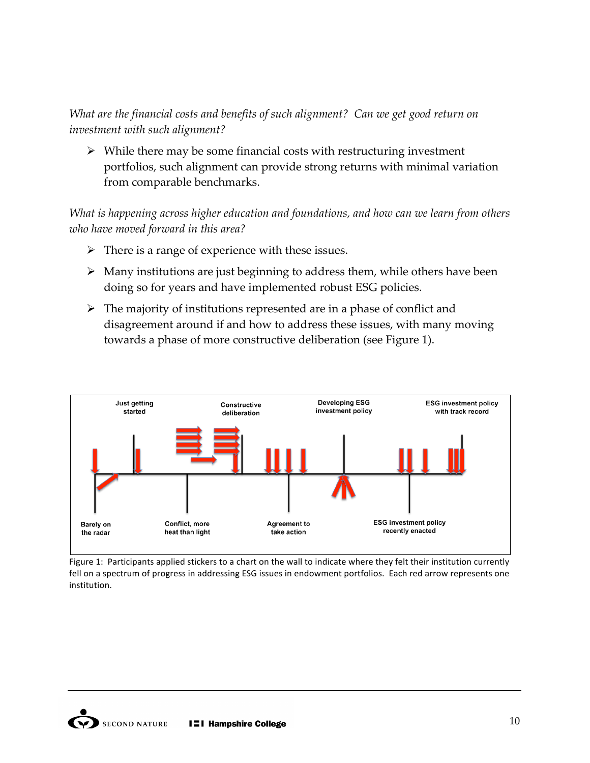*What are the financial costs and benefits of such alignment? Can we get good return on investment with such alignment?*

- While there may be some financial costs with restructuring investment portfolios, such alignment can provide strong returns with minimal variation from comparable benchmarks.

*What is happening across higher education and foundations, and how can we learn from others who have moved forward in this area?*

- There is a range of experience with these issues.
- Many institutions are just beginning to address them, while others have been doing so for years and have implemented robust ESG policies.
- The majority of institutions represented are in a phase of conflict and disagreement around if and how to address these issues, with many moving towards a phase of more constructive deliberation (see Figure 1).

Just getting started | Constructive deliberation | Developing ESG investment policy | ESG investment policy with track record

Barely on the radar | Conflict, more heat than light | Agreement to take action | ESG investment policy recently enacted

Figure 1: Participants applied stickers to a chart on the wall to indicate where they felt their institution currently fell on a spectrum of progress in addressing ESG issues in endowment portfolios. Each red arrow represents one institution.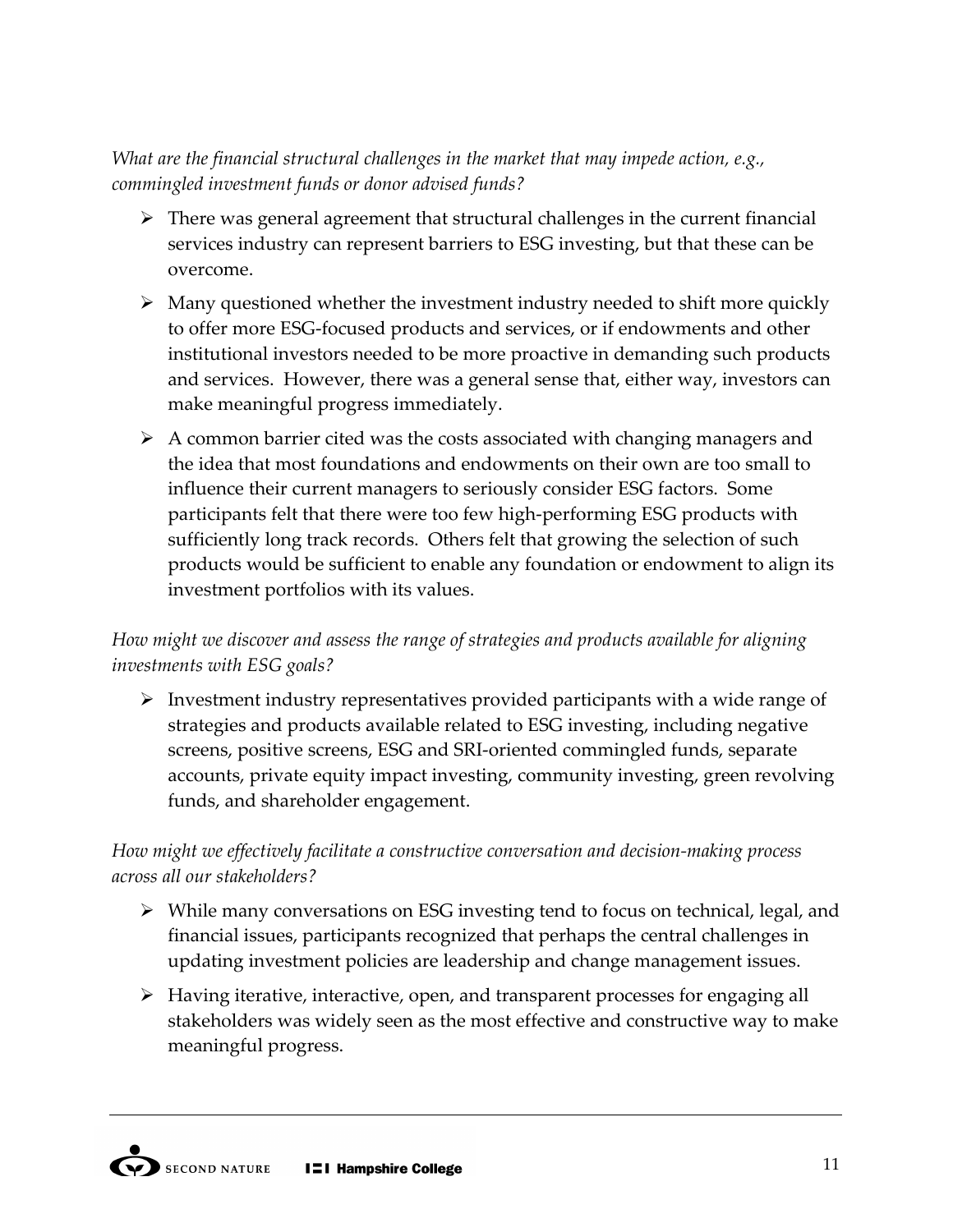*What are the financial structural challenges in the market that may impede action, e.g., commingled investment funds or donor advised funds?*

- There was general agreement that structural challenges in the current financial services industry can represent barriers to ESG investing, but that these can be overcome.
- Many questioned whether the investment industry needed to shift more quickly to offer more ESG-focused products and services, or if endowments and other institutional investors needed to be more proactive in demanding such products and services. However, there was a general sense that, either way, investors can make meaningful progress immediately.
- A common barrier cited was the costs associated with changing managers and the idea that most foundations and endowments on their own are too small to influence their current managers to seriously consider ESG factors. Some participants felt that there were too few high-performing ESG products with sufficiently long track records. Others felt that growing the selection of such products would be sufficient to enable any foundation or endowment to align its investment portfolios with its values.

*How might we discover and assess the range of strategies and products available for aligning investments with ESG goals?*

- Investment industry representatives provided participants with a wide range of strategies and products available related to ESG investing, including negative screens, positive screens, ESG and SRI-oriented commingled funds, separate accounts, private equity impact investing, community investing, green revolving funds, and shareholder engagement.

*How might we effectively facilitate a constructive conversation and decision-making process across all our stakeholders?*

- While many conversations on ESG investing tend to focus on technical, legal, and financial issues, participants recognized that perhaps the central challenges in updating investment policies are leadership and change management issues.
- Having iterative, interactive, open, and transparent processes for engaging all stakeholders was widely seen as the most effective and constructive way to make meaningful progress.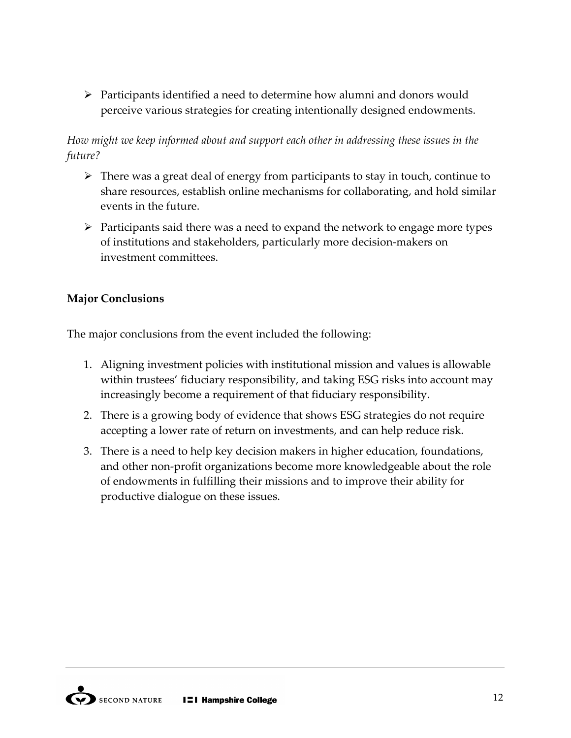- Participants identified a need to determine how alumni and donors would perceive various strategies for creating intentionally designed endowments.

*How might we keep informed about and support each other in addressing these issues in the future?*

- There was a great deal of energy from participants to stay in touch, continue to share resources, establish online mechanisms for collaborating, and hold similar events in the future.
- Participants said there was a need to expand the network to engage more types of institutions and stakeholders, particularly more decision-makers on investment committees.

**Major Conclusions**

The major conclusions from the event included the following:

1. Aligning investment policies with institutional mission and values is allowable within trustees' fiduciary responsibility, and taking ESG risks into account may increasingly become a requirement of that fiduciary responsibility.
2. There is a growing body of evidence that shows ESG strategies do not require accepting a lower rate of return on investments, and can help reduce risk.
3. There is a need to help key decision makers in higher education, foundations, and other non-profit organizations become more knowledgeable about the role of endowments in fulfilling their missions and to improve their ability for productive dialogue on these issues.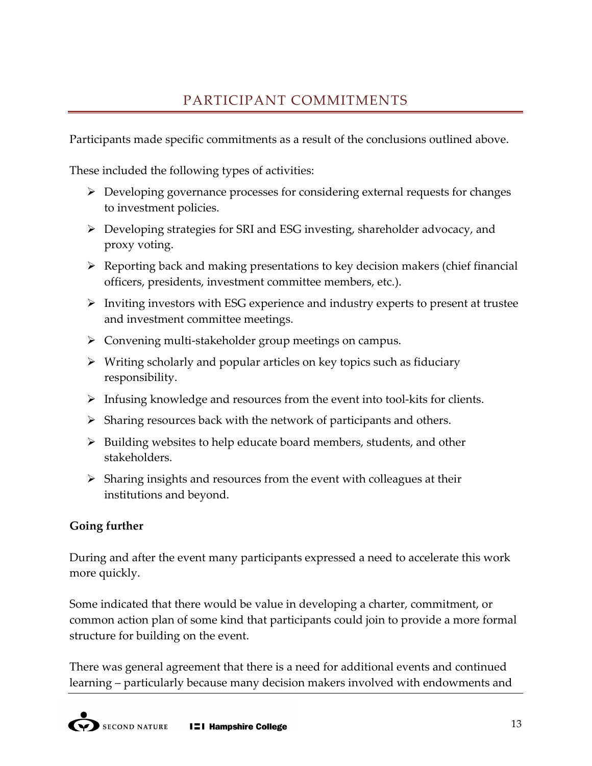## PARTICIPANT COMMITMENTS

Participants made specific commitments as a result of the conclusions outlined above.

These included the following types of activities:

- Developing governance processes for considering external requests for changes to investment policies.
- Developing strategies for SRI and ESG investing, shareholder advocacy, and proxy voting.
- Reporting back and making presentations to key decision makers (chief financial officers, presidents, investment committee members, etc.).
- Inviting investors with ESG experience and industry experts to present at trustee and investment committee meetings.
- Convening multi-stakeholder group meetings on campus.
- Writing scholarly and popular articles on key topics such as fiduciary responsibility.
- Infusing knowledge and resources from the event into tool-kits for clients.
- Sharing resources back with the network of participants and others.
- Building websites to help educate board members, students, and other stakeholders.
- Sharing insights and resources from the event with colleagues at their institutions and beyond.

**Going further**

During and after the event many participants expressed a need to accelerate this work more quickly.

Some indicated that there would be value in developing a charter, commitment, or common action plan of some kind that participants could join to provide a more formal structure for building on the event.

There was general agreement that there is a need for additional events and continued learning – particularly because many decision makers involved with endowments and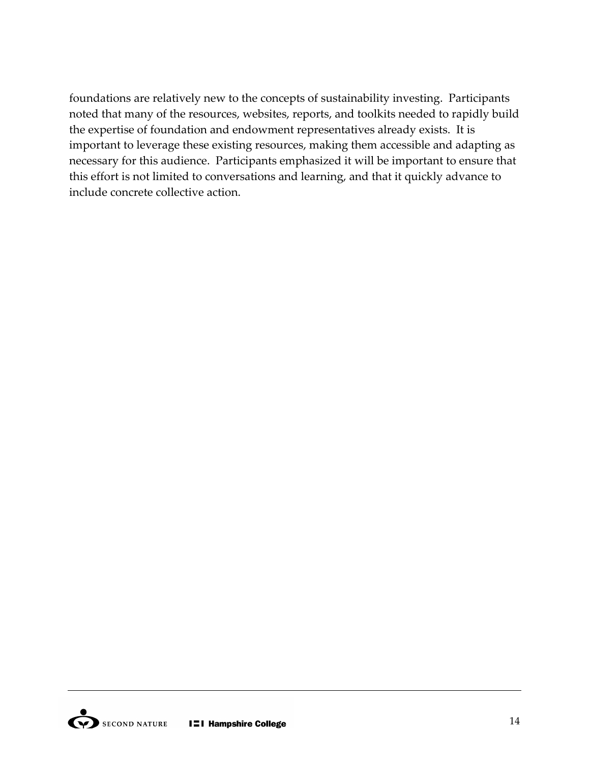foundations are relatively new to the concepts of sustainability investing. Participants noted that many of the resources, websites, reports, and toolkits needed to rapidly build the expertise of foundation and endowment representatives already exists. It is important to leverage these existing resources, making them accessible and adapting as necessary for this audience. Participants emphasized it will be important to ensure that this effort is not limited to conversations and learning, and that it quickly advance to include concrete collective action.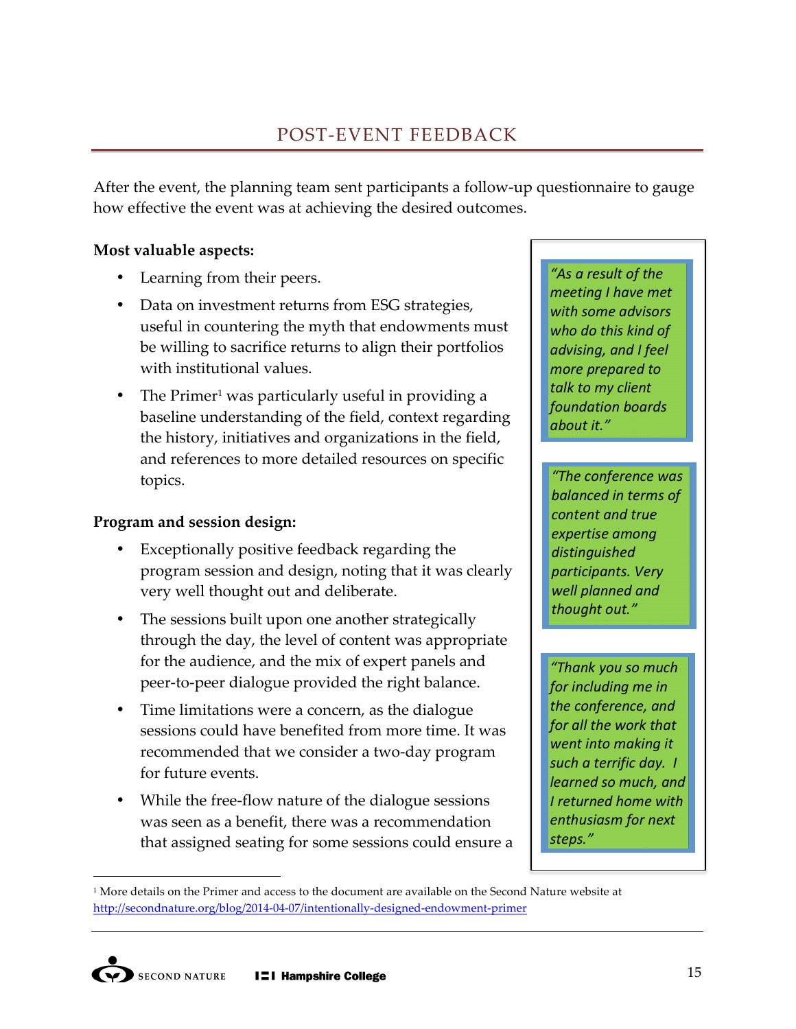## POST-EVENT FEEDBACK

After the event, the planning team sent participants a follow-up questionnaire to gauge how effective the event was at achieving the desired outcomes.

**Most valuable aspects:**

- Learning from their peers.
- Data on investment returns from ESG strategies, useful in countering the myth that endowments must be willing to sacrifice returns to align their portfolios with institutional values.
- The Primer[1] was particularly useful in providing a baseline understanding of the field, context regarding the history, initiatives and organizations in the field, and references to more detailed resources on specific topics.

**Program and session design:**

- Exceptionally positive feedback regarding the program session and design, noting that it was clearly very well thought out and deliberate.
- The sessions built upon one another strategically through the day, the level of content was appropriate for the audience, and the mix of expert panels and peer-to-peer dialogue provided the right balance.
- Time limitations were a concern, as the dialogue sessions could have benefited from more time. It was recommended that we consider a two-day program for future events.
- While the free-flow nature of the dialogue sessions was seen as a benefit, there was a recommendation that assigned seating for some sessions could ensure a

*"As a result of the meeting I have met with some advisors who do this kind of advising, and I feel more prepared to talk to my client foundation boards about it."*

*"The conference was balanced in terms of content and true expertise among distinguished participants. Very well planned and thought out."*

*"Thank you so much for including me in the conference, and for all the work that went into making it such a terrific day. I learned so much, and I returned home with enthusiasm for next steps."*

[1] More details on the Primer and access to the document are available on the Second Nature website at http://secondnature.org/blog/2014-04-07/intentionally-designed-endowment-primer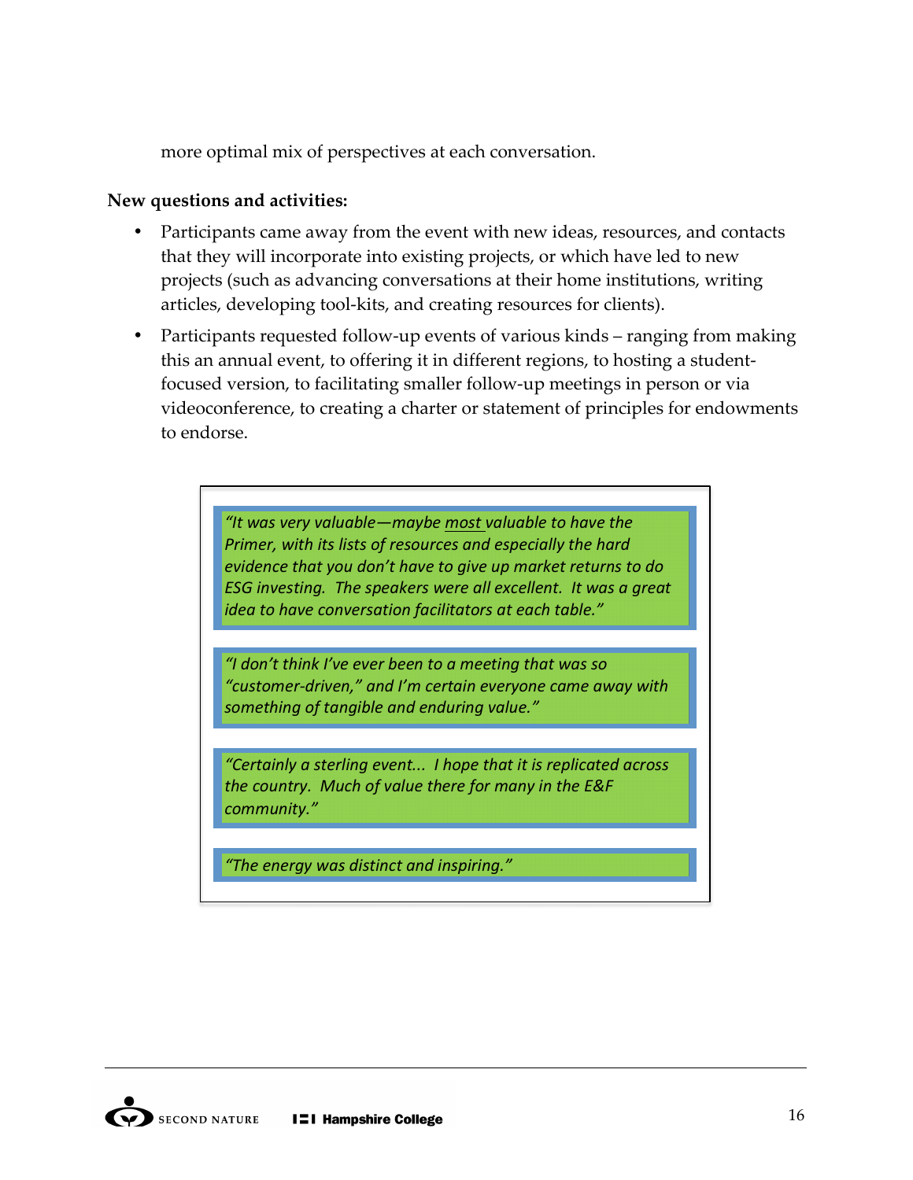more optimal mix of perspectives at each conversation.

**New questions and activities:**

- Participants came away from the event with new ideas, resources, and contacts that they will incorporate into existing projects, or which have led to new projects (such as advancing conversations at their home institutions, writing articles, developing tool-kits, and creating resources for clients).
- Participants requested follow-up events of various kinds – ranging from making this an annual event, to offering it in different regions, to hosting a student-focused version, to facilitating smaller follow-up meetings in person or via videoconference, to creating a charter or statement of principles for endowments to endorse.

> *"It was very valuable—maybe <u>most</u> valuable to have the Primer, with its lists of resources and especially the hard evidence that you don't have to give up market returns to do ESG investing. The speakers were all excellent. It was a great idea to have conversation facilitators at each table."*

> *"I don't think I've ever been to a meeting that was so "customer-driven," and I'm certain everyone came away with something of tangible and enduring value."*

> *"Certainly a sterling event... I hope that it is replicated across the country. Much of value there for many in the E&F community."*

> *"The energy was distinct and inspiring."*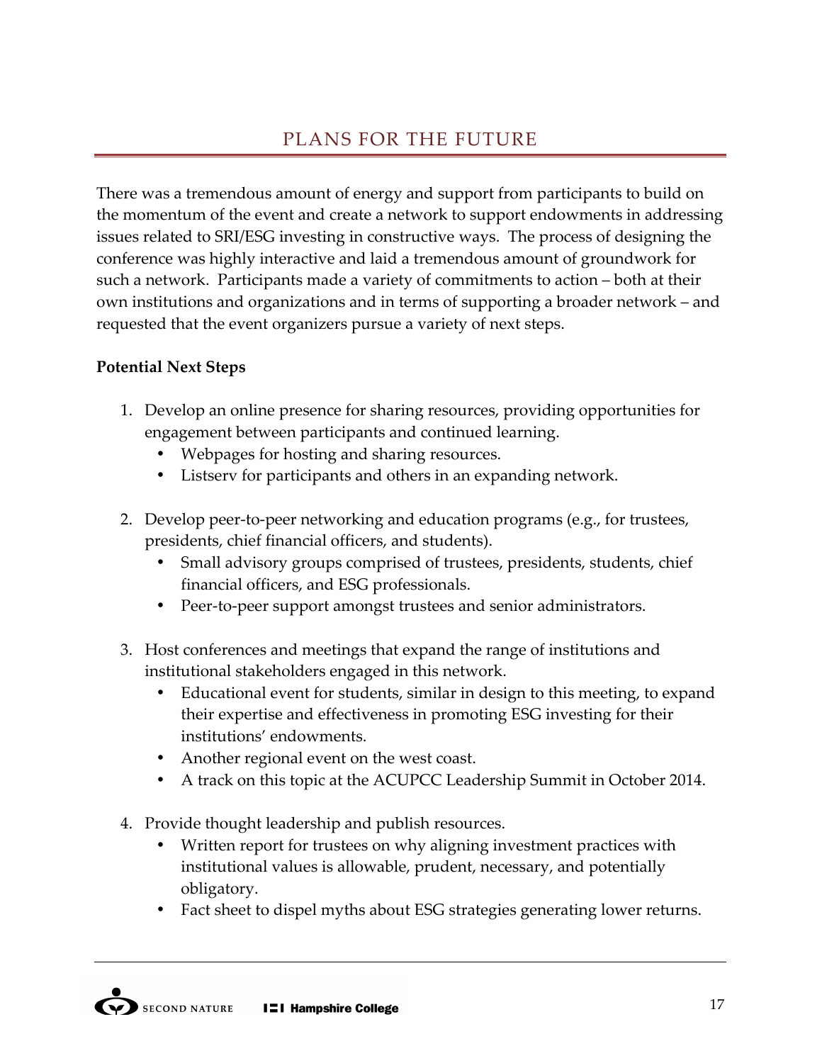# PLANS FOR THE FUTURE

There was a tremendous amount of energy and support from participants to build on the momentum of the event and create a network to support endowments in addressing issues related to SRI/ESG investing in constructive ways. The process of designing the conference was highly interactive and laid a tremendous amount of groundwork for such a network. Participants made a variety of commitments to action – both at their own institutions and organizations and in terms of supporting a broader network – and requested that the event organizers pursue a variety of next steps.

**Potential Next Steps**

1. Develop an online presence for sharing resources, providing opportunities for engagement between participants and continued learning.
   - Webpages for hosting and sharing resources.
   - Listserv for participants and others in an expanding network.

2. Develop peer-to-peer networking and education programs (e.g., for trustees, presidents, chief financial officers, and students).
   - Small advisory groups comprised of trustees, presidents, students, chief financial officers, and ESG professionals.
   - Peer-to-peer support amongst trustees and senior administrators.

3. Host conferences and meetings that expand the range of institutions and institutional stakeholders engaged in this network.
   - Educational event for students, similar in design to this meeting, to expand their expertise and effectiveness in promoting ESG investing for their institutions' endowments.
   - Another regional event on the west coast.
   - A track on this topic at the ACUPCC Leadership Summit in October 2014.

4. Provide thought leadership and publish resources.
   - Written report for trustees on why aligning investment practices with institutional values is allowable, prudent, necessary, and potentially obligatory.
   - Fact sheet to dispel myths about ESG strategies generating lower returns.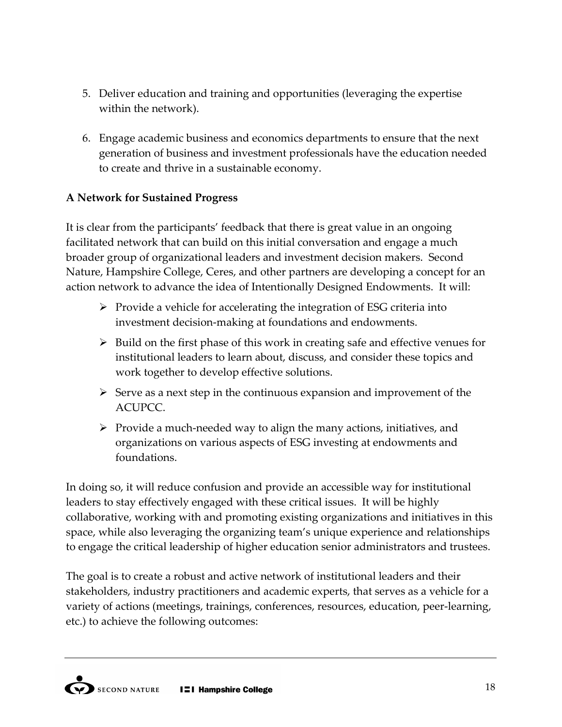5. Deliver education and training and opportunities (leveraging the expertise within the network).

6. Engage academic business and economics departments to ensure that the next generation of business and investment professionals have the education needed to create and thrive in a sustainable economy.

**A Network for Sustained Progress**

It is clear from the participants' feedback that there is great value in an ongoing facilitated network that can build on this initial conversation and engage a much broader group of organizational leaders and investment decision makers. Second Nature, Hampshire College, Ceres, and other partners are developing a concept for an action network to advance the idea of Intentionally Designed Endowments. It will:

- Provide a vehicle for accelerating the integration of ESG criteria into investment decision-making at foundations and endowments.
- Build on the first phase of this work in creating safe and effective venues for institutional leaders to learn about, discuss, and consider these topics and work together to develop effective solutions.
- Serve as a next step in the continuous expansion and improvement of the ACUPCC.
- Provide a much-needed way to align the many actions, initiatives, and organizations on various aspects of ESG investing at endowments and foundations.

In doing so, it will reduce confusion and provide an accessible way for institutional leaders to stay effectively engaged with these critical issues. It will be highly collaborative, working with and promoting existing organizations and initiatives in this space, while also leveraging the organizing team's unique experience and relationships to engage the critical leadership of higher education senior administrators and trustees.

The goal is to create a robust and active network of institutional leaders and their stakeholders, industry practitioners and academic experts, that serves as a vehicle for a variety of actions (meetings, trainings, conferences, resources, education, peer-learning, etc.) to achieve the following outcomes: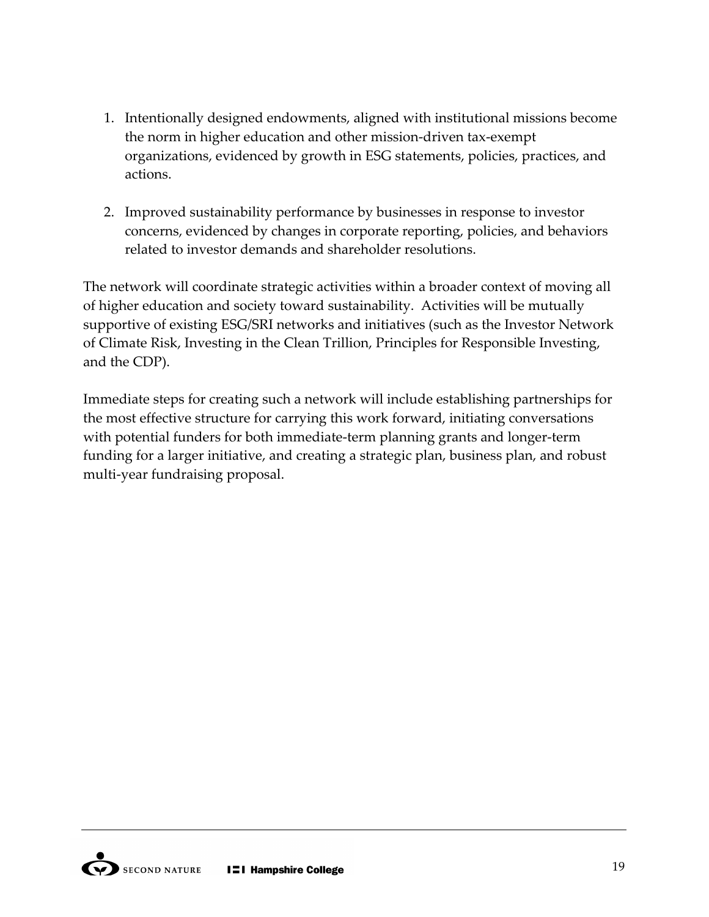1. Intentionally designed endowments, aligned with institutional missions become the norm in higher education and other mission-driven tax-exempt organizations, evidenced by growth in ESG statements, policies, practices, and actions.

2. Improved sustainability performance by businesses in response to investor concerns, evidenced by changes in corporate reporting, policies, and behaviors related to investor demands and shareholder resolutions.

The network will coordinate strategic activities within a broader context of moving all of higher education and society toward sustainability. Activities will be mutually supportive of existing ESG/SRI networks and initiatives (such as the Investor Network of Climate Risk, Investing in the Clean Trillion, Principles for Responsible Investing, and the CDP).

Immediate steps for creating such a network will include establishing partnerships for the most effective structure for carrying this work forward, initiating conversations with potential funders for both immediate-term planning grants and longer-term funding for a larger initiative, and creating a strategic plan, business plan, and robust multi-year fundraising proposal.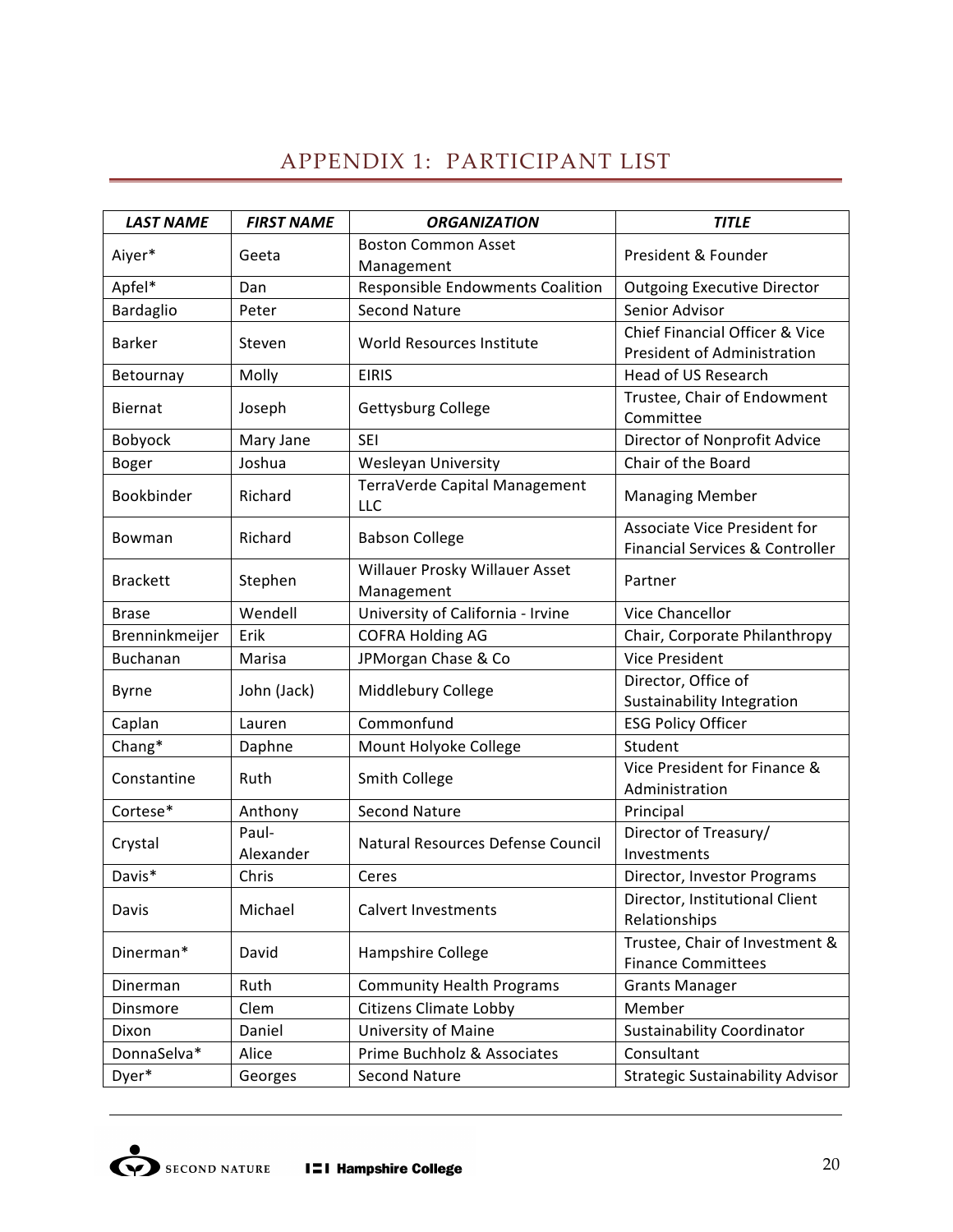# APPENDIX 1: PARTICIPANT LIST

| LAST NAME | FIRST NAME | ORGANIZATION | TITLE |
|---|---|---|---|
| Aiyer* | Geeta | Boston Common Asset Management | President & Founder |
| Apfel* | Dan | Responsible Endowments Coalition | Outgoing Executive Director |
| Bardaglio | Peter | Second Nature | Senior Advisor |
| Barker | Steven | World Resources Institute | Chief Financial Officer & Vice President of Administration |
| Betournay | Molly | EIRIS | Head of US Research |
| Biernat | Joseph | Gettysburg College | Trustee, Chair of Endowment Committee |
| Bobyock | Mary Jane | SEI | Director of Nonprofit Advice |
| Boger | Joshua | Wesleyan University | Chair of the Board |
| Bookbinder | Richard | TerraVerde Capital Management LLC | Managing Member |
| Bowman | Richard | Babson College | Associate Vice President for Financial Services & Controller |
| Brackett | Stephen | Willauer Prosky Willauer Asset Management | Partner |
| Brase | Wendell | University of California - Irvine | Vice Chancellor |
| Brenninkmeijer | Erik | COFRA Holding AG | Chair, Corporate Philanthropy |
| Buchanan | Marisa | JPMorgan Chase & Co | Vice President |
| Byrne | John (Jack) | Middlebury College | Director, Office of Sustainability Integration |
| Caplan | Lauren | Commonfund | ESG Policy Officer |
| Chang* | Daphne | Mount Holyoke College | Student |
| Constantine | Ruth | Smith College | Vice President for Finance & Administration |
| Cortese* | Anthony | Second Nature | Principal |
| Crystal | Paul-Alexander | Natural Resources Defense Council | Director of Treasury/ Investments |
| Davis* | Chris | Ceres | Director, Investor Programs |
| Davis | Michael | Calvert Investments | Director, Institutional Client Relationships |
| Dinerman* | David | Hampshire College | Trustee, Chair of Investment & Finance Committees |
| Dinerman | Ruth | Community Health Programs | Grants Manager |
| Dinsmore | Clem | Citizens Climate Lobby | Member |
| Dixon | Daniel | University of Maine | Sustainability Coordinator |
| DonnaSelva* | Alice | Prime Buchholz & Associates | Consultant |
| Dyer* | Georges | Second Nature | Strategic Sustainability Advisor |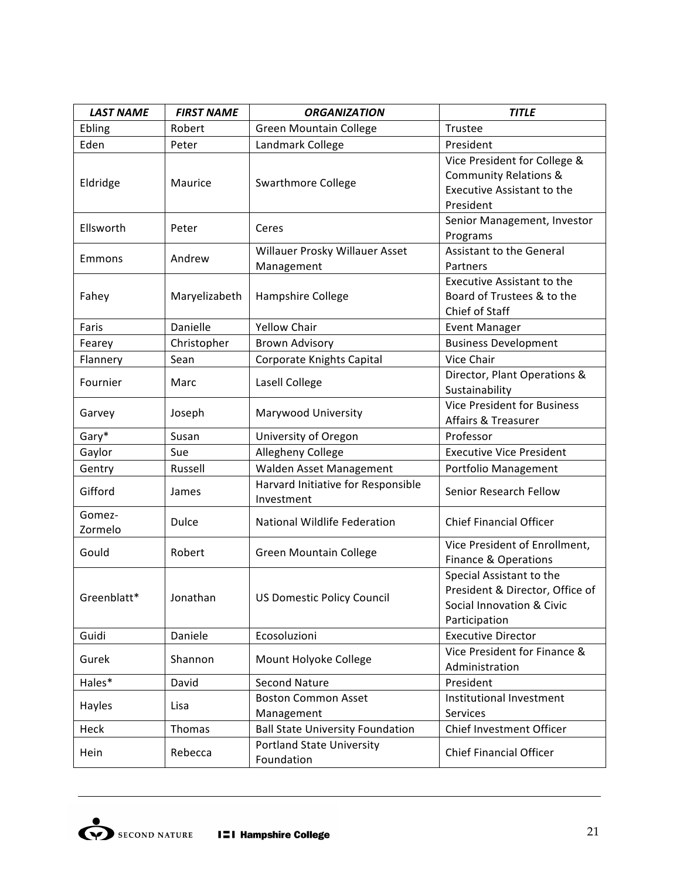| *LAST NAME* | *FIRST NAME* | *ORGANIZATION* | *TITLE* |
| --- | --- | --- | --- |
| Ebling | Robert | Green Mountain College | Trustee |
| Eden | Peter | Landmark College | President |
| Eldridge | Maurice | Swarthmore College | Vice President for College & Community Relations & Executive Assistant to the President |
| Ellsworth | Peter | Ceres | Senior Management, Investor Programs |
| Emmons | Andrew | Willauer Prosky Willauer Asset Management | Assistant to the General Partners |
| Fahey | Maryelizabeth | Hampshire College | Executive Assistant to the Board of Trustees & to the Chief of Staff |
| Faris | Danielle | Yellow Chair | Event Manager |
| Fearey | Christopher | Brown Advisory | Business Development |
| Flannery | Sean | Corporate Knights Capital | Vice Chair |
| Fournier | Marc | Lasell College | Director, Plant Operations & Sustainability |
| Garvey | Joseph | Marywood University | Vice President for Business Affairs & Treasurer |
| Gary* | Susan | University of Oregon | Professor |
| Gaylor | Sue | Allegheny College | Executive Vice President |
| Gentry | Russell | Walden Asset Management | Portfolio Management |
| Gifford | James | Harvard Initiative for Responsible Investment | Senior Research Fellow |
| Gomez-Zormelo | Dulce | National Wildlife Federation | Chief Financial Officer |
| Gould | Robert | Green Mountain College | Vice President of Enrollment, Finance & Operations |
| Greenblatt* | Jonathan | US Domestic Policy Council | Special Assistant to the President & Director, Office of Social Innovation & Civic Participation |
| Guidi | Daniele | Ecosoluzioni | Executive Director |
| Gurek | Shannon | Mount Holyoke College | Vice President for Finance & Administration |
| Hales* | David | Second Nature | President |
| Hayles | Lisa | Boston Common Asset Management | Institutional Investment Services |
| Heck | Thomas | Ball State University Foundation | Chief Investment Officer |
| Hein | Rebecca | Portland State University Foundation | Chief Financial Officer |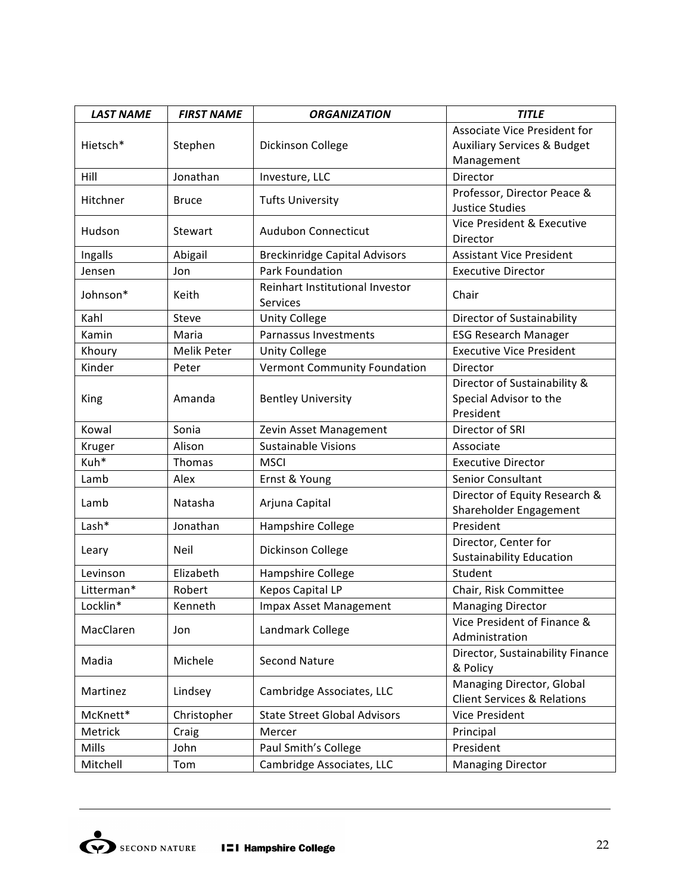| LAST NAME | FIRST NAME | ORGANIZATION | TITLE |
|---|---|---|---|
| Hietsch* | Stephen | Dickinson College | Associate Vice President for Auxiliary Services & Budget Management |
| Hill | Jonathan | Investure, LLC | Director |
| Hitchner | Bruce | Tufts University | Professor, Director Peace & Justice Studies |
| Hudson | Stewart | Audubon Connecticut | Vice President & Executive Director |
| Ingalls | Abigail | Breckinridge Capital Advisors | Assistant Vice President |
| Jensen | Jon | Park Foundation | Executive Director |
| Johnson* | Keith | Reinhart Institutional Investor Services | Chair |
| Kahl | Steve | Unity College | Director of Sustainability |
| Kamin | Maria | Parnassus Investments | ESG Research Manager |
| Khoury | Melik Peter | Unity College | Executive Vice President |
| Kinder | Peter | Vermont Community Foundation | Director |
| King | Amanda | Bentley University | Director of Sustainability & Special Advisor to the President |
| Kowal | Sonia | Zevin Asset Management | Director of SRI |
| Kruger | Alison | Sustainable Visions | Associate |
| Kuh* | Thomas | MSCI | Executive Director |
| Lamb | Alex | Ernst & Young | Senior Consultant |
| Lamb | Natasha | Arjuna Capital | Director of Equity Research & Shareholder Engagement |
| Lash* | Jonathan | Hampshire College | President |
| Leary | Neil | Dickinson College | Director, Center for Sustainability Education |
| Levinson | Elizabeth | Hampshire College | Student |
| Litterman* | Robert | Kepos Capital LP | Chair, Risk Committee |
| Locklin* | Kenneth | Impax Asset Management | Managing Director |
| MacClaren | Jon | Landmark College | Vice President of Finance & Administration |
| Madia | Michele | Second Nature | Director, Sustainability Finance & Policy |
| Martinez | Lindsey | Cambridge Associates, LLC | Managing Director, Global Client Services & Relations |
| McKnett* | Christopher | State Street Global Advisors | Vice President |
| Metrick | Craig | Mercer | Principal |
| Mills | John | Paul Smith's College | President |
| Mitchell | Tom | Cambridge Associates, LLC | Managing Director |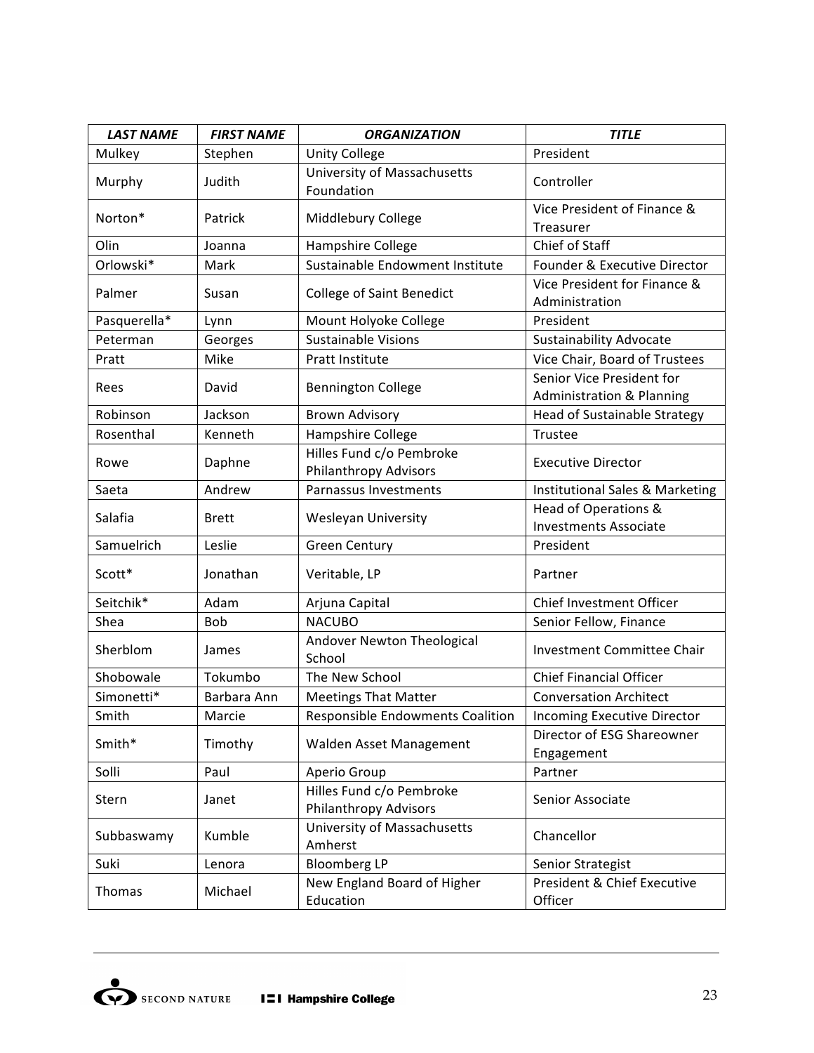| ***LAST NAME*** | ***FIRST NAME*** | ***ORGANIZATION*** | ***TITLE*** |
|---|---|---|---|
| Mulkey | Stephen | Unity College | President |
| Murphy | Judith | University of Massachusetts Foundation | Controller |
| Norton* | Patrick | Middlebury College | Vice President of Finance & Treasurer |
| Olin | Joanna | Hampshire College | Chief of Staff |
| Orlowski* | Mark | Sustainable Endowment Institute | Founder & Executive Director |
| Palmer | Susan | College of Saint Benedict | Vice President for Finance & Administration |
| Pasquerella* | Lynn | Mount Holyoke College | President |
| Peterman | Georges | Sustainable Visions | Sustainability Advocate |
| Pratt | Mike | Pratt Institute | Vice Chair, Board of Trustees |
| Rees | David | Bennington College | Senior Vice President for Administration & Planning |
| Robinson | Jackson | Brown Advisory | Head of Sustainable Strategy |
| Rosenthal | Kenneth | Hampshire College | Trustee |
| Rowe | Daphne | Hilles Fund c/o Pembroke Philanthropy Advisors | Executive Director |
| Saeta | Andrew | Parnassus Investments | Institutional Sales & Marketing |
| Salafia | Brett | Wesleyan University | Head of Operations & Investments Associate |
| Samuelrich | Leslie | Green Century | President |
| Scott* | Jonathan | Veritable, LP | Partner |
| Seitchik* | Adam | Arjuna Capital | Chief Investment Officer |
| Shea | Bob | NACUBO | Senior Fellow, Finance |
| Sherblom | James | Andover Newton Theological School | Investment Committee Chair |
| Shobowale | Tokumbo | The New School | Chief Financial Officer |
| Simonetti* | Barbara Ann | Meetings That Matter | Conversation Architect |
| Smith | Marcie | Responsible Endowments Coalition | Incoming Executive Director |
| Smith* | Timothy | Walden Asset Management | Director of ESG Shareowner Engagement |
| Solli | Paul | Aperio Group | Partner |
| Stern | Janet | Hilles Fund c/o Pembroke Philanthropy Advisors | Senior Associate |
| Subbaswamy | Kumble | University of Massachusetts Amherst | Chancellor |
| Suki | Lenora | Bloomberg LP | Senior Strategist |
| Thomas | Michael | New England Board of Higher Education | President & Chief Executive Officer |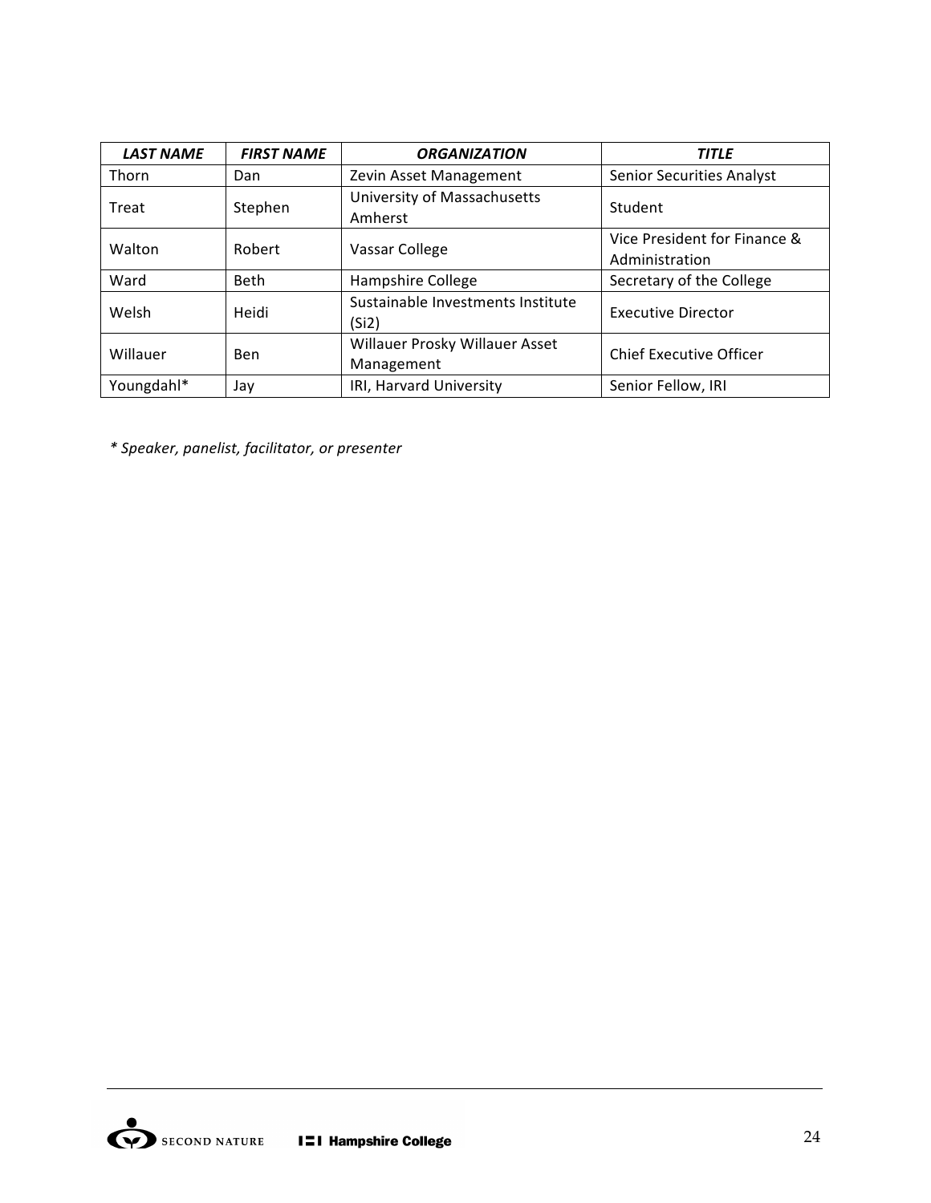| LAST NAME | FIRST NAME | ORGANIZATION | TITLE |
| --- | --- | --- | --- |
| Thorn | Dan | Zevin Asset Management | Senior Securities Analyst |
| Treat | Stephen | University of Massachusetts Amherst | Student |
| Walton | Robert | Vassar College | Vice President for Finance & Administration |
| Ward | Beth | Hampshire College | Secretary of the College |
| Welsh | Heidi | Sustainable Investments Institute (Si2) | Executive Director |
| Willauer | Ben | Willauer Prosky Willauer Asset Management | Chief Executive Officer |
| Youngdahl* | Jay | IRI, Harvard University | Senior Fellow, IRI |

*\* Speaker, panelist, facilitator, or presenter*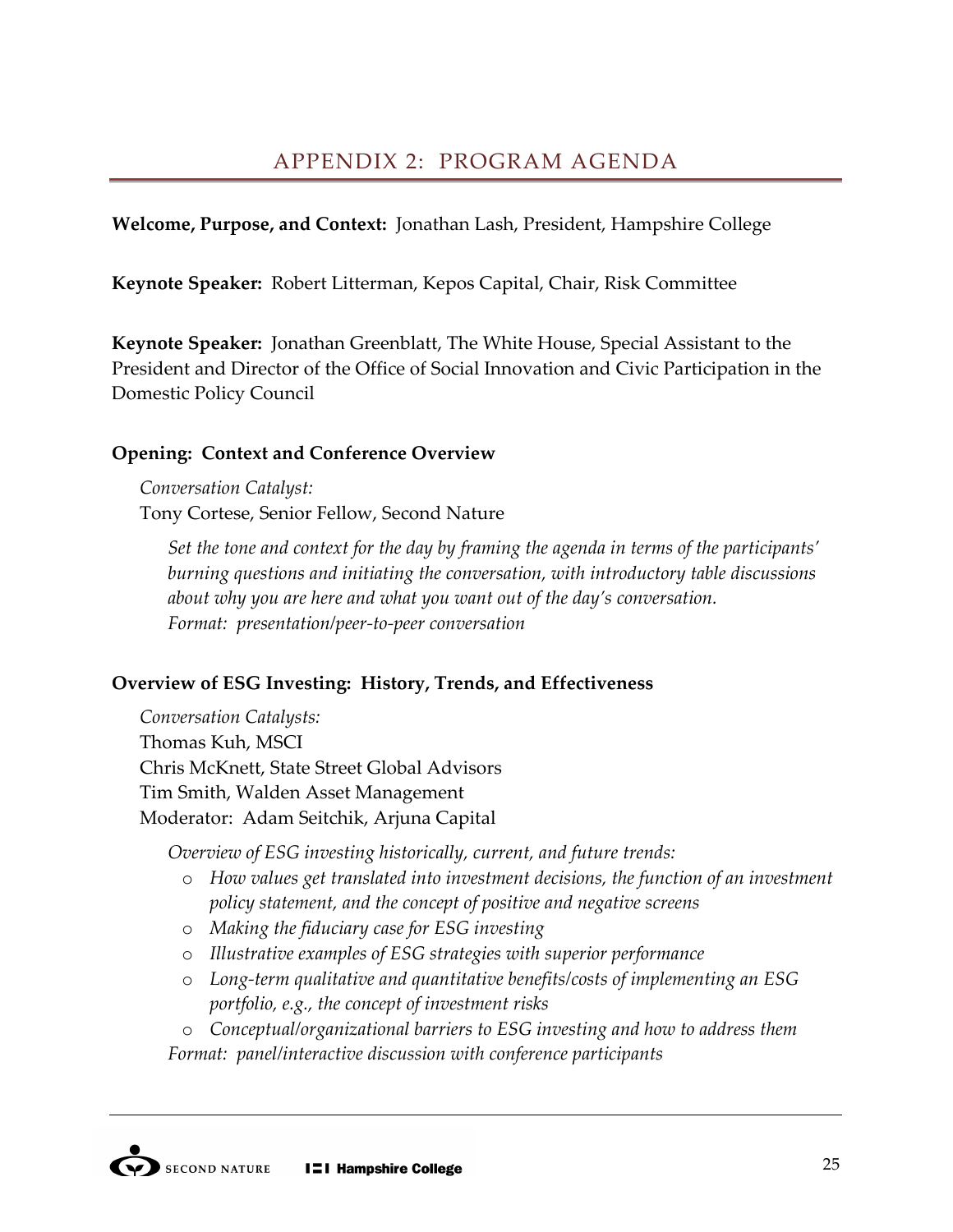# APPENDIX 2: PROGRAM AGENDA

**Welcome, Purpose, and Context:** Jonathan Lash, President, Hampshire College

**Keynote Speaker:** Robert Litterman, Kepos Capital, Chair, Risk Committee

**Keynote Speaker:** Jonathan Greenblatt, The White House, Special Assistant to the President and Director of the Office of Social Innovation and Civic Participation in the Domestic Policy Council

**Opening: Context and Conference Overview**

*Conversation Catalyst:*
Tony Cortese, Senior Fellow, Second Nature

*Set the tone and context for the day by framing the agenda in terms of the participants' burning questions and initiating the conversation, with introductory table discussions about why you are here and what you want out of the day's conversation.*
*Format: presentation/peer-to-peer conversation*

**Overview of ESG Investing: History, Trends, and Effectiveness**

*Conversation Catalysts:*
Thomas Kuh, MSCI
Chris McKnett, State Street Global Advisors
Tim Smith, Walden Asset Management
Moderator: Adam Seitchik, Arjuna Capital

*Overview of ESG investing historically, current, and future trends:*

- *How values get translated into investment decisions, the function of an investment policy statement, and the concept of positive and negative screens*
- *Making the fiduciary case for ESG investing*
- *Illustrative examples of ESG strategies with superior performance*
- *Long-term qualitative and quantitative benefits/costs of implementing an ESG portfolio, e.g., the concept of investment risks*
- *Conceptual/organizational barriers to ESG investing and how to address them*

*Format: panel/interactive discussion with conference participants*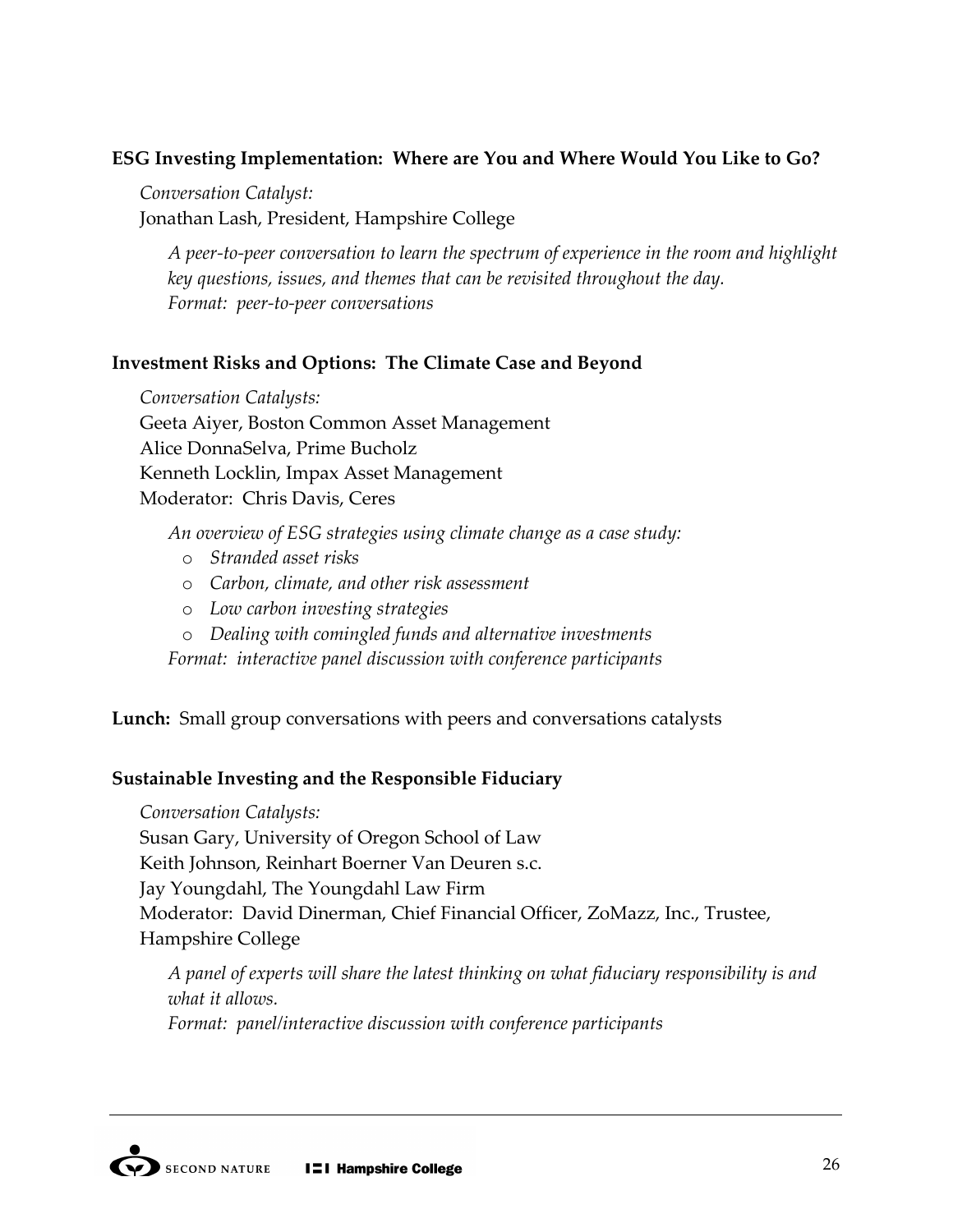**ESG Investing Implementation: Where are You and Where Would You Like to Go?**

*Conversation Catalyst:*
Jonathan Lash, President, Hampshire College

*A peer-to-peer conversation to learn the spectrum of experience in the room and highlight key questions, issues, and themes that can be revisited throughout the day.*
*Format: peer-to-peer conversations*

**Investment Risks and Options: The Climate Case and Beyond**

*Conversation Catalysts:*
Geeta Aiyer, Boston Common Asset Management
Alice DonnaSelva, Prime Bucholz
Kenneth Locklin, Impax Asset Management
Moderator: Chris Davis, Ceres

*An overview of ESG strategies using climate change as a case study:*

- *Stranded asset risks*
- *Carbon, climate, and other risk assessment*
- *Low carbon investing strategies*
- *Dealing with comingled funds and alternative investments*

*Format: interactive panel discussion with conference participants*

**Lunch:** Small group conversations with peers and conversations catalysts

**Sustainable Investing and the Responsible Fiduciary**

*Conversation Catalysts:*
Susan Gary, University of Oregon School of Law
Keith Johnson, Reinhart Boerner Van Deuren s.c.
Jay Youngdahl, The Youngdahl Law Firm
Moderator: David Dinerman, Chief Financial Officer, ZoMazz, Inc., Trustee, Hampshire College

*A panel of experts will share the latest thinking on what fiduciary responsibility is and what it allows.*
*Format: panel/interactive discussion with conference participants*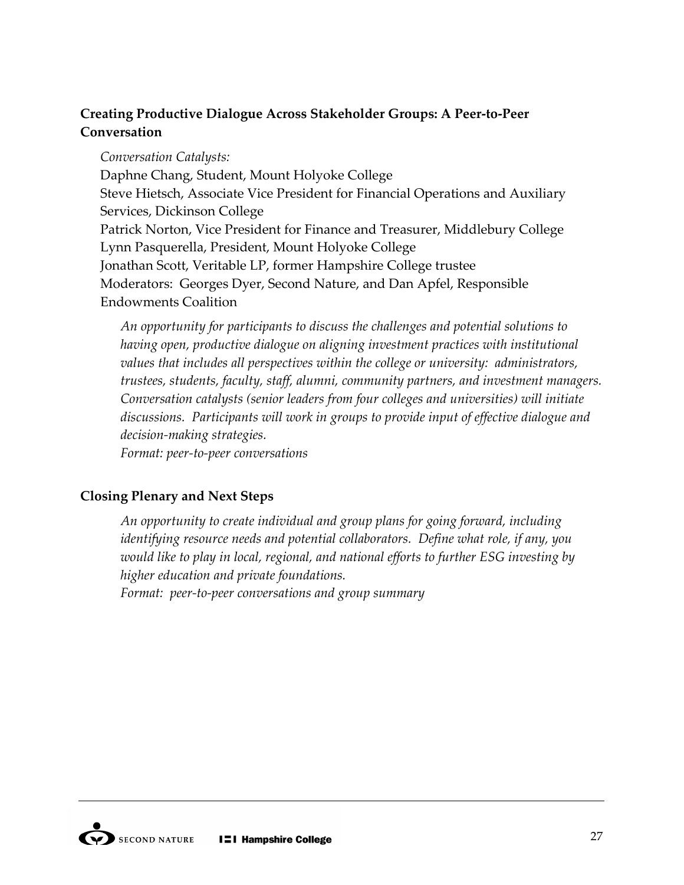### Creating Productive Dialogue Across Stakeholder Groups: A Peer-to-Peer Conversation

*Conversation Catalysts:*
Daphne Chang, Student, Mount Holyoke College
Steve Hietsch, Associate Vice President for Financial Operations and Auxiliary Services, Dickinson College
Patrick Norton, Vice President for Finance and Treasurer, Middlebury College
Lynn Pasquerella, President, Mount Holyoke College
Jonathan Scott, Veritable LP, former Hampshire College trustee
Moderators: Georges Dyer, Second Nature, and Dan Apfel, Responsible Endowments Coalition

*An opportunity for participants to discuss the challenges and potential solutions to having open, productive dialogue on aligning investment practices with institutional values that includes all perspectives within the college or university: administrators, trustees, students, faculty, staff, alumni, community partners, and investment managers. Conversation catalysts (senior leaders from four colleges and universities) will initiate discussions. Participants will work in groups to provide input of effective dialogue and decision-making strategies.*
*Format: peer-to-peer conversations*

### Closing Plenary and Next Steps

*An opportunity to create individual and group plans for going forward, including identifying resource needs and potential collaborators. Define what role, if any, you would like to play in local, regional, and national efforts to further ESG investing by higher education and private foundations.*
*Format: peer-to-peer conversations and group summary*